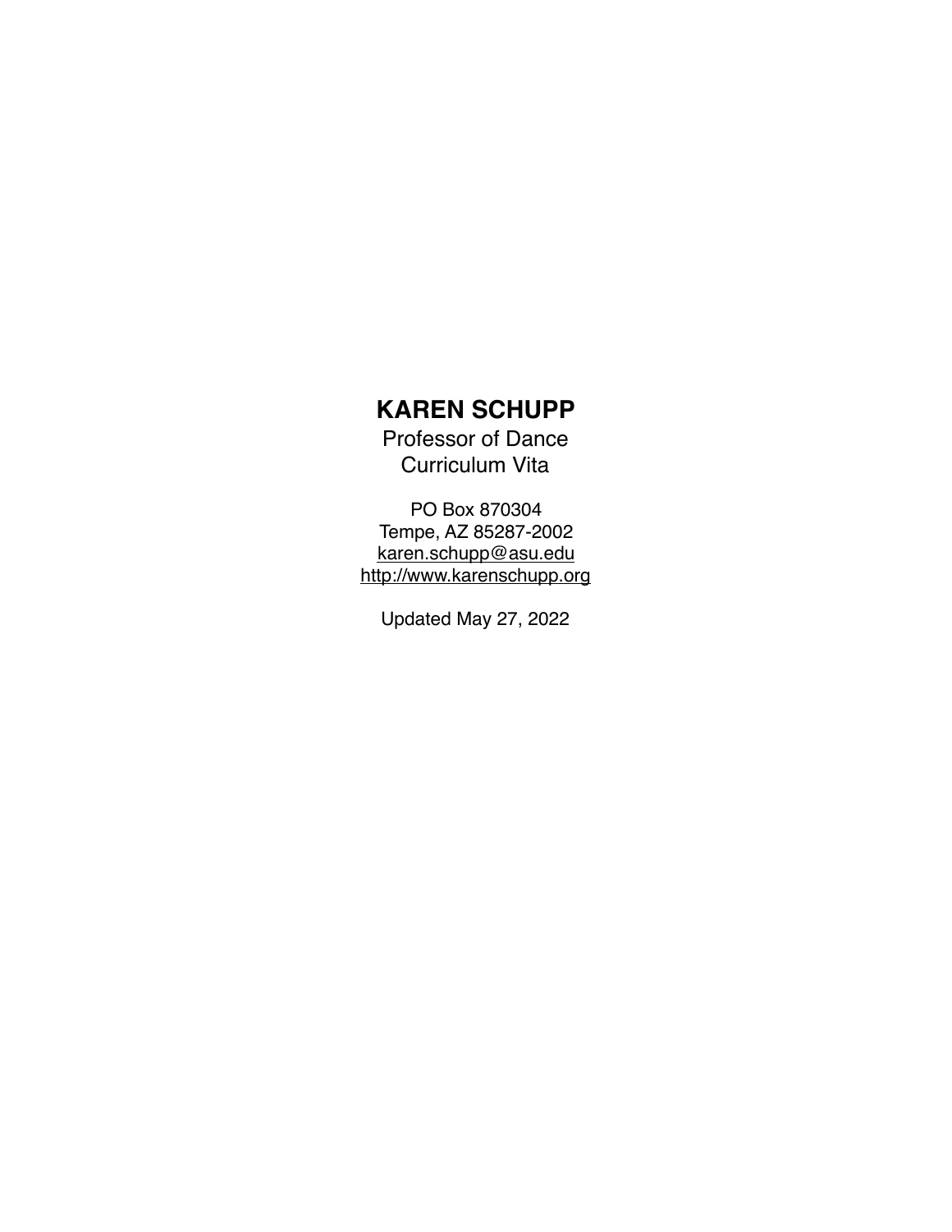# KAREN SCHUPP

Professor of Dance
Curriculum Vita

PO Box 870304
Tempe, AZ 85287-2002
karen.schupp@asu.edu
http://www.karenschupp.org

Updated May 27, 2022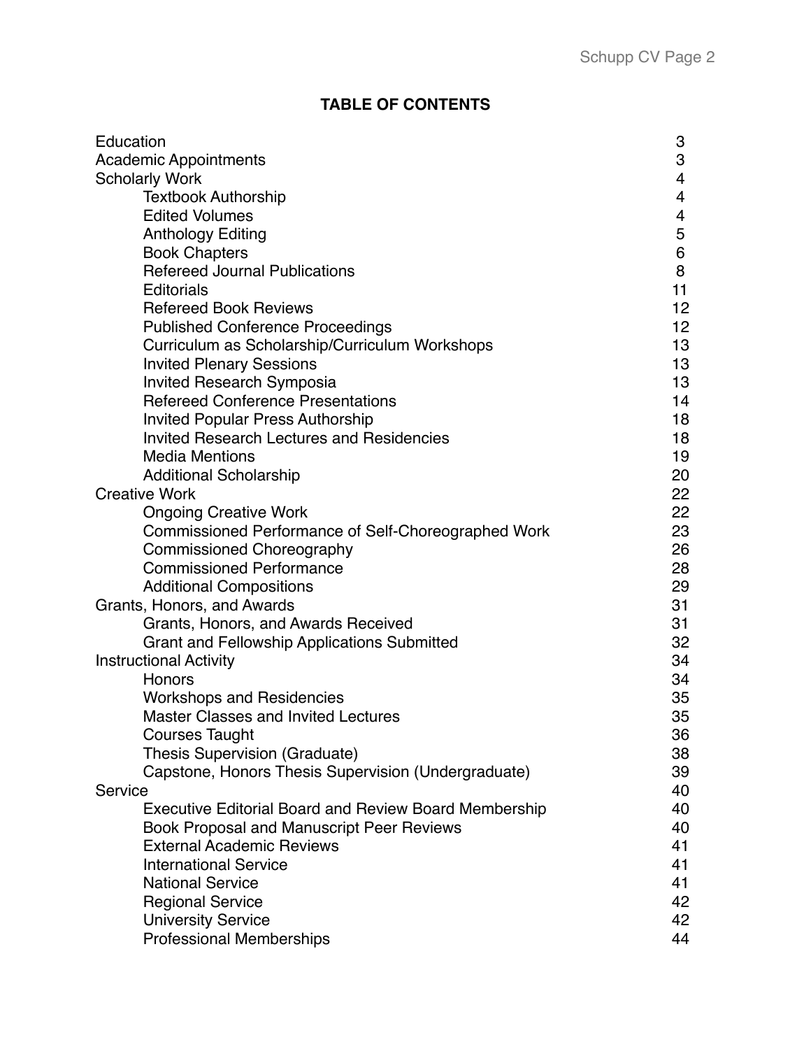## TABLE OF CONTENTS

| | |
|---|---|
| Education | 3 |
| Academic Appointments | 3 |
| Scholarly Work | 4 |
| &nbsp;&nbsp;&nbsp;&nbsp;Textbook Authorship | 4 |
| &nbsp;&nbsp;&nbsp;&nbsp;Edited Volumes | 4 |
| &nbsp;&nbsp;&nbsp;&nbsp;Anthology Editing | 5 |
| &nbsp;&nbsp;&nbsp;&nbsp;Book Chapters | 6 |
| &nbsp;&nbsp;&nbsp;&nbsp;Refereed Journal Publications | 8 |
| &nbsp;&nbsp;&nbsp;&nbsp;Editorials | 11 |
| &nbsp;&nbsp;&nbsp;&nbsp;Refereed Book Reviews | 12 |
| &nbsp;&nbsp;&nbsp;&nbsp;Published Conference Proceedings | 12 |
| &nbsp;&nbsp;&nbsp;&nbsp;Curriculum as Scholarship/Curriculum Workshops | 13 |
| &nbsp;&nbsp;&nbsp;&nbsp;Invited Plenary Sessions | 13 |
| &nbsp;&nbsp;&nbsp;&nbsp;Invited Research Symposia | 13 |
| &nbsp;&nbsp;&nbsp;&nbsp;Refereed Conference Presentations | 14 |
| &nbsp;&nbsp;&nbsp;&nbsp;Invited Popular Press Authorship | 18 |
| &nbsp;&nbsp;&nbsp;&nbsp;Invited Research Lectures and Residencies | 18 |
| &nbsp;&nbsp;&nbsp;&nbsp;Media Mentions | 19 |
| &nbsp;&nbsp;&nbsp;&nbsp;Additional Scholarship | 20 |
| Creative Work | 22 |
| &nbsp;&nbsp;&nbsp;&nbsp;Ongoing Creative Work | 22 |
| &nbsp;&nbsp;&nbsp;&nbsp;Commissioned Performance of Self-Choreographed Work | 23 |
| &nbsp;&nbsp;&nbsp;&nbsp;Commissioned Choreography | 26 |
| &nbsp;&nbsp;&nbsp;&nbsp;Commissioned Performance | 28 |
| &nbsp;&nbsp;&nbsp;&nbsp;Additional Compositions | 29 |
| Grants, Honors, and Awards | 31 |
| &nbsp;&nbsp;&nbsp;&nbsp;Grants, Honors, and Awards Received | 31 |
| &nbsp;&nbsp;&nbsp;&nbsp;Grant and Fellowship Applications Submitted | 32 |
| Instructional Activity | 34 |
| &nbsp;&nbsp;&nbsp;&nbsp;Honors | 34 |
| &nbsp;&nbsp;&nbsp;&nbsp;Workshops and Residencies | 35 |
| &nbsp;&nbsp;&nbsp;&nbsp;Master Classes and Invited Lectures | 35 |
| &nbsp;&nbsp;&nbsp;&nbsp;Courses Taught | 36 |
| &nbsp;&nbsp;&nbsp;&nbsp;Thesis Supervision (Graduate) | 38 |
| &nbsp;&nbsp;&nbsp;&nbsp;Capstone, Honors Thesis Supervision (Undergraduate) | 39 |
| Service | 40 |
| &nbsp;&nbsp;&nbsp;&nbsp;Executive Editorial Board and Review Board Membership | 40 |
| &nbsp;&nbsp;&nbsp;&nbsp;Book Proposal and Manuscript Peer Reviews | 40 |
| &nbsp;&nbsp;&nbsp;&nbsp;External Academic Reviews | 41 |
| &nbsp;&nbsp;&nbsp;&nbsp;International Service | 41 |
| &nbsp;&nbsp;&nbsp;&nbsp;National Service | 41 |
| &nbsp;&nbsp;&nbsp;&nbsp;Regional Service | 42 |
| &nbsp;&nbsp;&nbsp;&nbsp;University Service | 42 |
| &nbsp;&nbsp;&nbsp;&nbsp;Professional Memberships | 44 |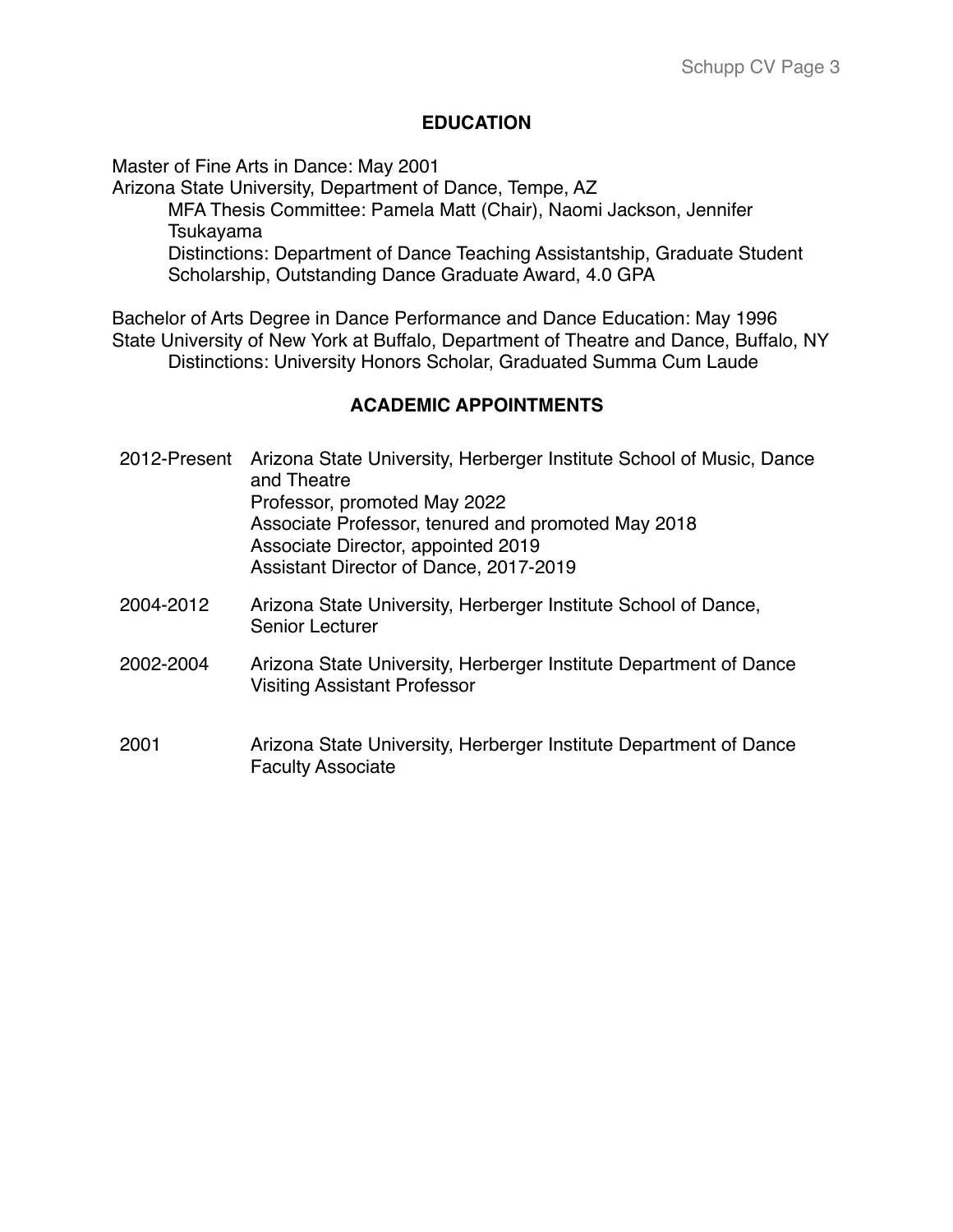## EDUCATION

Master of Fine Arts in Dance: May 2001
Arizona State University, Department of Dance, Tempe, AZ
MFA Thesis Committee: Pamela Matt (Chair), Naomi Jackson, Jennifer Tsukayama
Distinctions: Department of Dance Teaching Assistantship, Graduate Student Scholarship, Outstanding Dance Graduate Award, 4.0 GPA

Bachelor of Arts Degree in Dance Performance and Dance Education: May 1996
State University of New York at Buffalo, Department of Theatre and Dance, Buffalo, NY
Distinctions: University Honors Scholar, Graduated Summa Cum Laude

## ACADEMIC APPOINTMENTS

2012-Present Arizona State University, Herberger Institute School of Music, Dance and Theatre
Professor, promoted May 2022
Associate Professor, tenured and promoted May 2018
Associate Director, appointed 2019
Assistant Director of Dance, 2017-2019

2004-2012 Arizona State University, Herberger Institute School of Dance,
Senior Lecturer

2002-2004 Arizona State University, Herberger Institute Department of Dance
Visiting Assistant Professor

2001 Arizona State University, Herberger Institute Department of Dance
Faculty Associate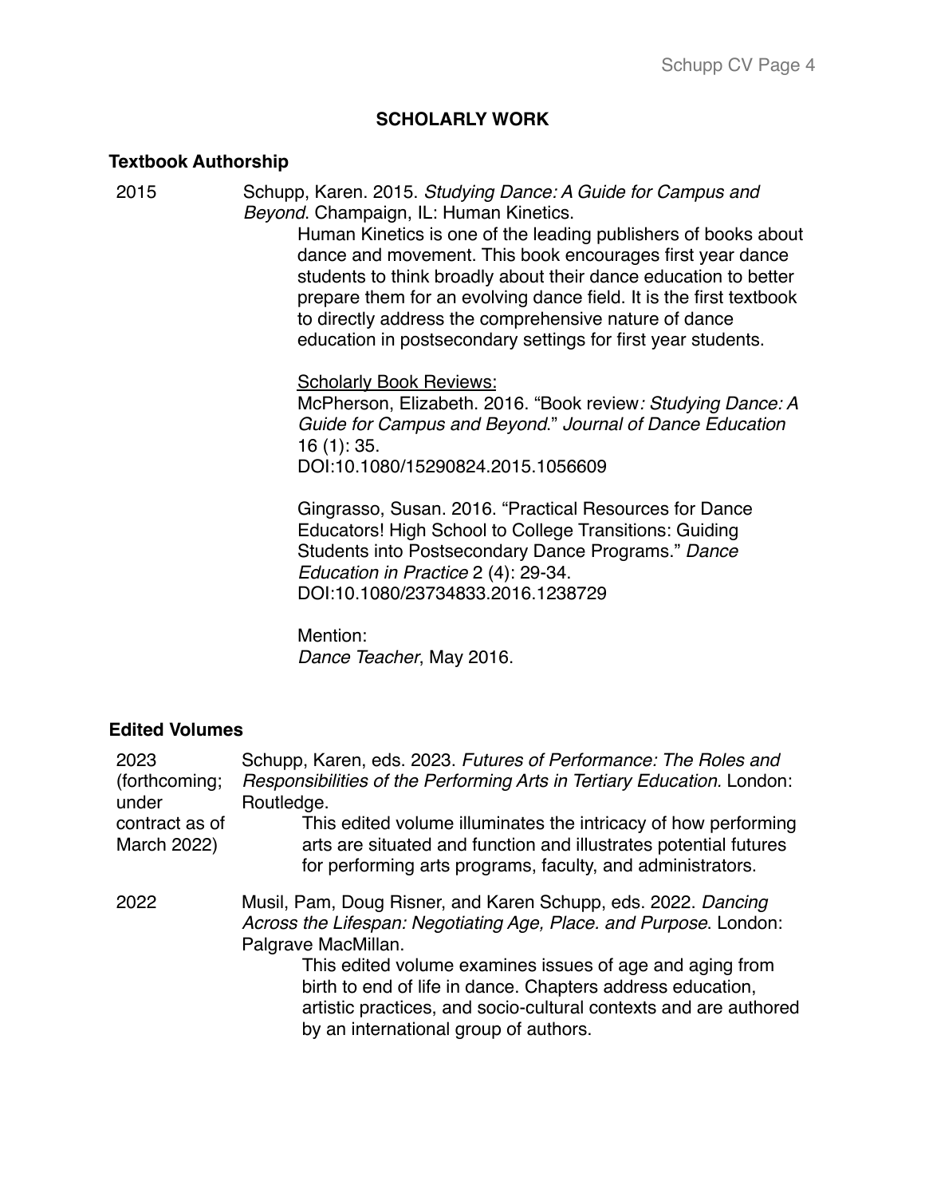## SCHOLARLY WORK

### Textbook Authorship

2015

Schupp, Karen. 2015. *Studying Dance: A Guide for Campus and Beyond*. Champaign, IL: Human Kinetics.

Human Kinetics is one of the leading publishers of books about dance and movement. This book encourages first year dance students to think broadly about their dance education to better prepare them for an evolving dance field. It is the first textbook to directly address the comprehensive nature of dance education in postsecondary settings for first year students.

Scholarly Book Reviews:

McPherson, Elizabeth. 2016. "Book review*: Studying Dance: A Guide for Campus and Beyond*." *Journal of Dance Education* 16 (1): 35. DOI:10.1080/15290824.2015.1056609

Gingrasso, Susan. 2016. "Practical Resources for Dance Educators! High School to College Transitions: Guiding Students into Postsecondary Dance Programs." *Dance Education in Practice* 2 (4): 29-34. DOI:10.1080/23734833.2016.1238729

Mention:

*Dance Teacher*, May 2016.

### Edited Volumes

2023 (forthcoming; under contract as of March 2022)

Schupp, Karen, eds. 2023. *Futures of Performance: The Roles and Responsibilities of the Performing Arts in Tertiary Education.* London: Routledge.

This edited volume illuminates the intricacy of how performing arts are situated and function and illustrates potential futures for performing arts programs, faculty, and administrators.

2022

Musil, Pam, Doug Risner, and Karen Schupp, eds. 2022. *Dancing Across the Lifespan: Negotiating Age, Place. and Purpose*. London: Palgrave MacMillan.

This edited volume examines issues of age and aging from birth to end of life in dance. Chapters address education, artistic practices, and socio-cultural contexts and are authored by an international group of authors.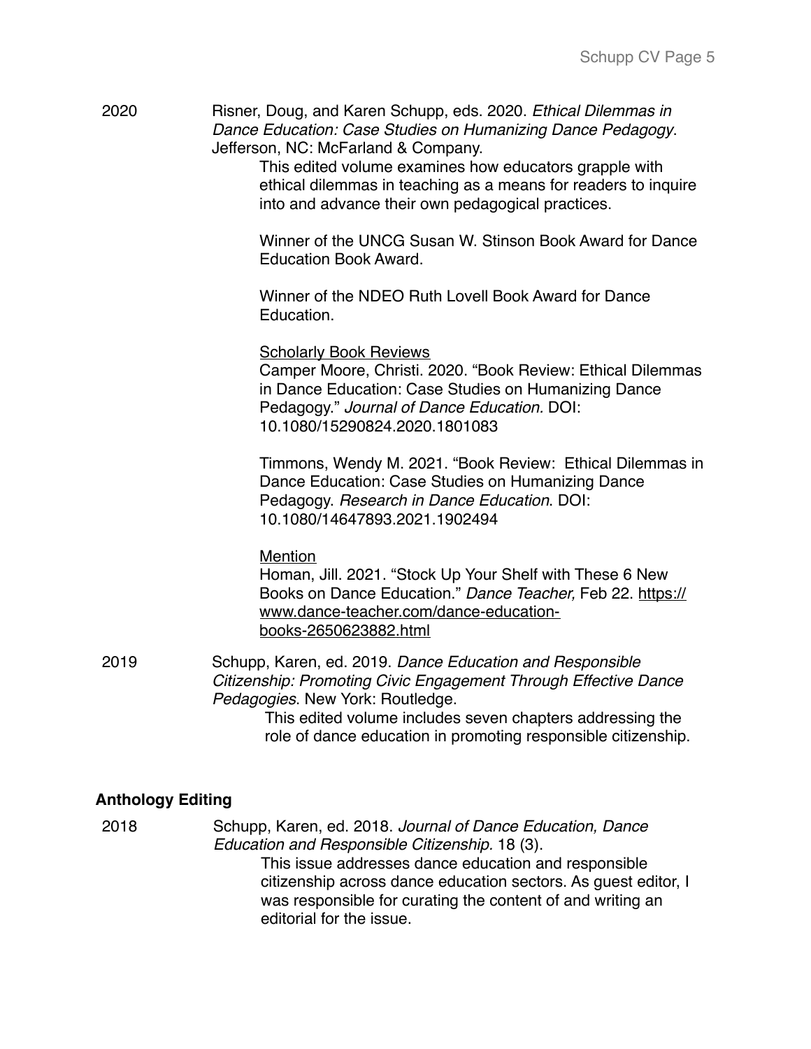2020 Risner, Doug, and Karen Schupp, eds. 2020. *Ethical Dilemmas in Dance Education: Case Studies on Humanizing Dance Pedagogy*. Jefferson, NC: McFarland & Company.

This edited volume examines how educators grapple with ethical dilemmas in teaching as a means for readers to inquire into and advance their own pedagogical practices.

Winner of the UNCG Susan W. Stinson Book Award for Dance Education Book Award.

Winner of the NDEO Ruth Lovell Book Award for Dance Education.

Scholarly Book Reviews

Camper Moore, Christi. 2020. "Book Review: Ethical Dilemmas in Dance Education: Case Studies on Humanizing Dance Pedagogy." *Journal of Dance Education.* DOI: 10.1080/15290824.2020.1801083

Timmons, Wendy M. 2021. "Book Review: Ethical Dilemmas in Dance Education: Case Studies on Humanizing Dance Pedagogy. *Research in Dance Education*. DOI: 10.1080/14647893.2021.1902494

Mention

Homan, Jill. 2021. "Stock Up Your Shelf with These 6 New Books on Dance Education." *Dance Teacher,* Feb 22. https://www.dance-teacher.com/dance-education-books-2650623882.html

2019 Schupp, Karen, ed. 2019. *Dance Education and Responsible Citizenship: Promoting Civic Engagement Through Effective Dance Pedagogies*. New York: Routledge.

This edited volume includes seven chapters addressing the role of dance education in promoting responsible citizenship.

**Anthology Editing**

2018 Schupp, Karen, ed. 2018. *Journal of Dance Education, Dance Education and Responsible Citizenship.* 18 (3).

This issue addresses dance education and responsible citizenship across dance education sectors. As guest editor, I was responsible for curating the content of and writing an editorial for the issue.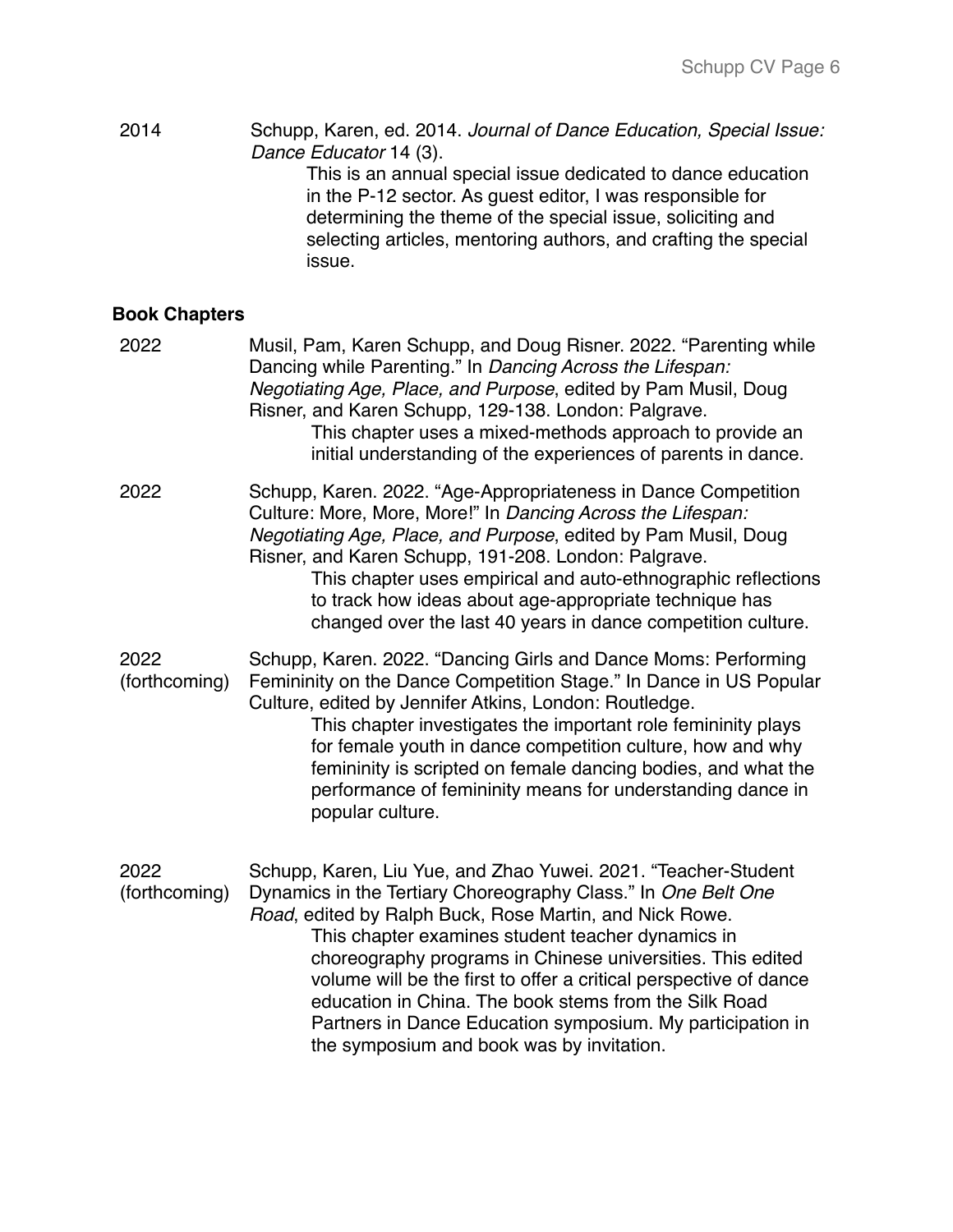2014 Schupp, Karen, ed. 2014. *Journal of Dance Education, Special Issue: Dance Educator* 14 (3).

This is an annual special issue dedicated to dance education in the P-12 sector. As guest editor, I was responsible for determining the theme of the special issue, soliciting and selecting articles, mentoring authors, and crafting the special issue.

**Book Chapters**

2022 Musil, Pam, Karen Schupp, and Doug Risner. 2022. "Parenting while Dancing while Parenting." In *Dancing Across the Lifespan: Negotiating Age, Place, and Purpose*, edited by Pam Musil, Doug Risner, and Karen Schupp, 129-138. London: Palgrave.

This chapter uses a mixed-methods approach to provide an initial understanding of the experiences of parents in dance.

2022 Schupp, Karen. 2022. "Age-Appropriateness in Dance Competition Culture: More, More, More!" In *Dancing Across the Lifespan: Negotiating Age, Place, and Purpose*, edited by Pam Musil, Doug Risner, and Karen Schupp, 191-208. London: Palgrave.

This chapter uses empirical and auto-ethnographic reflections to track how ideas about age-appropriate technique has changed over the last 40 years in dance competition culture.

2022 (forthcoming) Schupp, Karen. 2022. "Dancing Girls and Dance Moms: Performing Femininity on the Dance Competition Stage." In Dance in US Popular Culture, edited by Jennifer Atkins, London: Routledge.

This chapter investigates the important role femininity plays for female youth in dance competition culture, how and why femininity is scripted on female dancing bodies, and what the performance of femininity means for understanding dance in popular culture.

2022 (forthcoming) Schupp, Karen, Liu Yue, and Zhao Yuwei. 2021. "Teacher-Student Dynamics in the Tertiary Choreography Class." In *One Belt One Road*, edited by Ralph Buck, Rose Martin, and Nick Rowe.

This chapter examines student teacher dynamics in choreography programs in Chinese universities. This edited volume will be the first to offer a critical perspective of dance education in China. The book stems from the Silk Road Partners in Dance Education symposium. My participation in the symposium and book was by invitation.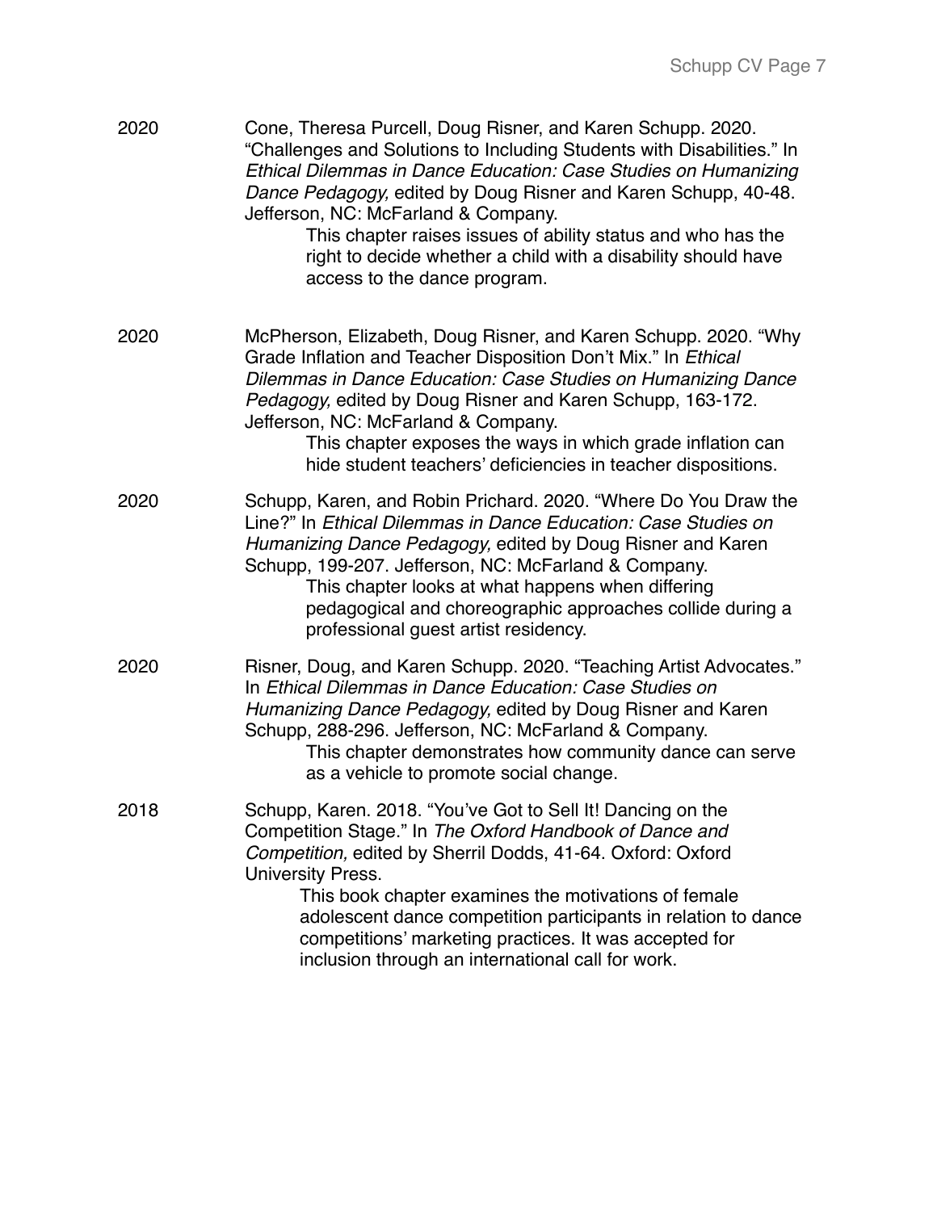2020 Cone, Theresa Purcell, Doug Risner, and Karen Schupp. 2020. "Challenges and Solutions to Including Students with Disabilities." In *Ethical Dilemmas in Dance Education: Case Studies on Humanizing Dance Pedagogy,* edited by Doug Risner and Karen Schupp, 40-48. Jefferson, NC: McFarland & Company.

This chapter raises issues of ability status and who has the right to decide whether a child with a disability should have access to the dance program.

2020 McPherson, Elizabeth, Doug Risner, and Karen Schupp. 2020. "Why Grade Inflation and Teacher Disposition Don't Mix." In *Ethical Dilemmas in Dance Education: Case Studies on Humanizing Dance Pedagogy,* edited by Doug Risner and Karen Schupp, 163-172. Jefferson, NC: McFarland & Company.

This chapter exposes the ways in which grade inflation can hide student teachers' deficiencies in teacher dispositions.

2020 Schupp, Karen, and Robin Prichard. 2020. "Where Do You Draw the Line?" In *Ethical Dilemmas in Dance Education: Case Studies on Humanizing Dance Pedagogy,* edited by Doug Risner and Karen Schupp, 199-207. Jefferson, NC: McFarland & Company.

This chapter looks at what happens when differing pedagogical and choreographic approaches collide during a professional guest artist residency.

2020 Risner, Doug, and Karen Schupp. 2020. "Teaching Artist Advocates." In *Ethical Dilemmas in Dance Education: Case Studies on Humanizing Dance Pedagogy,* edited by Doug Risner and Karen Schupp, 288-296. Jefferson, NC: McFarland & Company.

This chapter demonstrates how community dance can serve as a vehicle to promote social change.

2018 Schupp, Karen. 2018. "You've Got to Sell It! Dancing on the Competition Stage." In *The Oxford Handbook of Dance and Competition,* edited by Sherril Dodds, 41-64. Oxford: Oxford University Press.

This book chapter examines the motivations of female adolescent dance competition participants in relation to dance competitions' marketing practices. It was accepted for inclusion through an international call for work.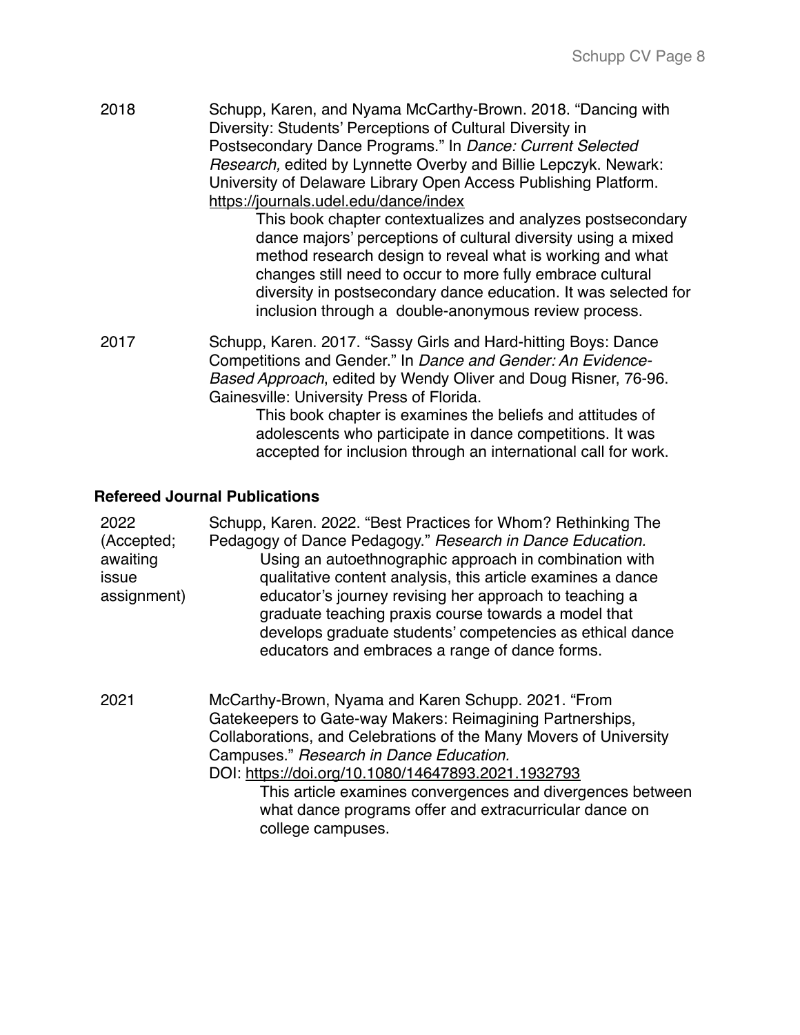2018 Schupp, Karen, and Nyama McCarthy-Brown. 2018. "Dancing with Diversity: Students' Perceptions of Cultural Diversity in Postsecondary Dance Programs." In *Dance: Current Selected Research,* edited by Lynnette Overby and Billie Lepczyk. Newark: University of Delaware Library Open Access Publishing Platform. https://journals.udel.edu/dance/index

This book chapter contextualizes and analyzes postsecondary dance majors' perceptions of cultural diversity using a mixed method research design to reveal what is working and what changes still need to occur to more fully embrace cultural diversity in postsecondary dance education. It was selected for inclusion through a double-anonymous review process.

2017 Schupp, Karen. 2017. "Sassy Girls and Hard-hitting Boys: Dance Competitions and Gender." In *Dance and Gender: An Evidence-Based Approach*, edited by Wendy Oliver and Doug Risner, 76-96. Gainesville: University Press of Florida.

This book chapter is examines the beliefs and attitudes of adolescents who participate in dance competitions. It was accepted for inclusion through an international call for work.

### Refereed Journal Publications

2022 (Accepted; awaiting issue assignment) Schupp, Karen. 2022. "Best Practices for Whom? Rethinking The Pedagogy of Dance Pedagogy." *Research in Dance Education.*

Using an autoethnographic approach in combination with qualitative content analysis, this article examines a dance educator's journey revising her approach to teaching a graduate teaching praxis course towards a model that develops graduate students' competencies as ethical dance educators and embraces a range of dance forms.

2021 McCarthy-Brown, Nyama and Karen Schupp. 2021. "From Gatekeepers to Gate-way Makers: Reimagining Partnerships, Collaborations, and Celebrations of the Many Movers of University Campuses." *Research in Dance Education.*
DOI: https://doi.org/10.1080/14647893.2021.1932793

This article examines convergences and divergences between what dance programs offer and extracurricular dance on college campuses.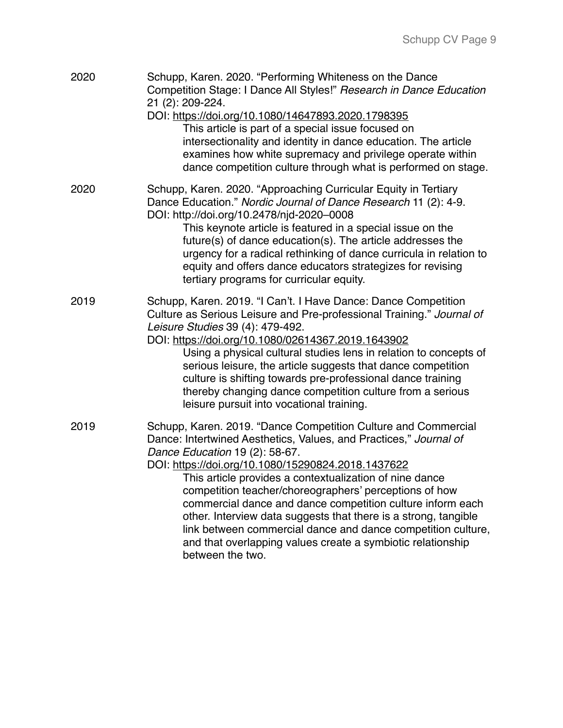2020 Schupp, Karen. 2020. “Performing Whiteness on the Dance Competition Stage: I Dance All Styles!” *Research in Dance Education* 21 (2): 209-224.
DOI: https://doi.org/10.1080/14647893.2020.1798395

> This article is part of a special issue focused on intersectionality and identity in dance education. The article examines how white supremacy and privilege operate within dance competition culture through what is performed on stage.

2020 Schupp, Karen. 2020. “Approaching Curricular Equity in Tertiary Dance Education.” *Nordic Journal of Dance Research* 11 (2): 4-9.
DOI: http://doi.org/10.2478/njd-2020–0008

> This keynote article is featured in a special issue on the future(s) of dance education(s). The article addresses the urgency for a radical rethinking of dance curricula in relation to equity and offers dance educators strategizes for revising tertiary programs for curricular equity.

2019 Schupp, Karen. 2019. “I Can’t. I Have Dance: Dance Competition Culture as Serious Leisure and Pre-professional Training.” *Journal of Leisure Studies* 39 (4): 479-492.
DOI: https://doi.org/10.1080/02614367.2019.1643902

> Using a physical cultural studies lens in relation to concepts of serious leisure, the article suggests that dance competition culture is shifting towards pre-professional dance training thereby changing dance competition culture from a serious leisure pursuit into vocational training.

2019 Schupp, Karen. 2019. “Dance Competition Culture and Commercial Dance: Intertwined Aesthetics, Values, and Practices,” *Journal of Dance Education* 19 (2): 58-67.
DOI: https://doi.org/10.1080/15290824.2018.1437622

> This article provides a contextualization of nine dance competition teacher/choreographers’ perceptions of how commercial dance and dance competition culture inform each other. Interview data suggests that there is a strong, tangible link between commercial dance and dance competition culture, and that overlapping values create a symbiotic relationship between the two.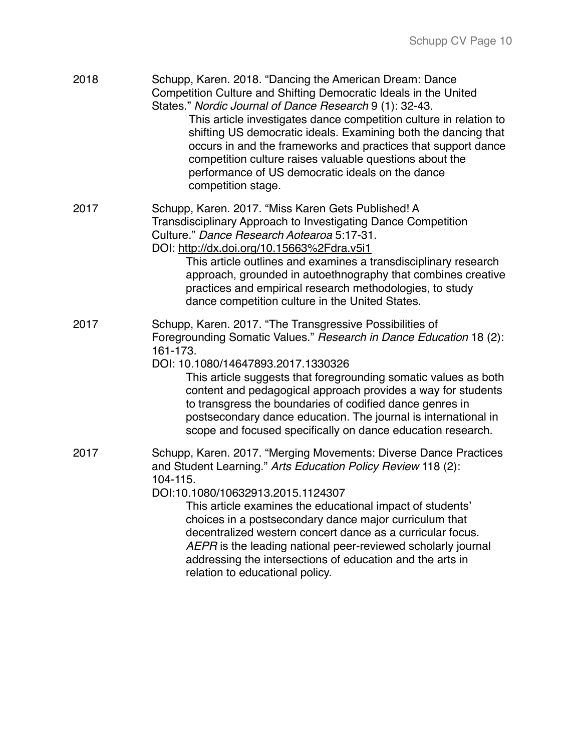2018 Schupp, Karen. 2018. "Dancing the American Dream: Dance Competition Culture and Shifting Democratic Ideals in the United States." *Nordic Journal of Dance Research* 9 (1): 32-43.

This article investigates dance competition culture in relation to shifting US democratic ideals. Examining both the dancing that occurs in and the frameworks and practices that support dance competition culture raises valuable questions about the performance of US democratic ideals on the dance competition stage.

2017 Schupp, Karen. 2017. "Miss Karen Gets Published! A Transdisciplinary Approach to Investigating Dance Competition Culture." *Dance Research Aotearoa* 5:17-31.
DOI: http://dx.doi.org/10.15663%2Fdra.v5i1

This article outlines and examines a transdisciplinary research approach, grounded in autoethnography that combines creative practices and empirical research methodologies, to study dance competition culture in the United States.

2017 Schupp, Karen. 2017. "The Transgressive Possibilities of Foregrounding Somatic Values." *Research in Dance Education* 18 (2): 161-173.
DOI: 10.1080/14647893.2017.1330326

This article suggests that foregrounding somatic values as both content and pedagogical approach provides a way for students to transgress the boundaries of codified dance genres in postsecondary dance education. The journal is international in scope and focused specifically on dance education research.

2017 Schupp, Karen. 2017. "Merging Movements: Diverse Dance Practices and Student Learning." *Arts Education Policy Review* 118 (2): 104-115.
DOI:10.1080/10632913.2015.1124307

This article examines the educational impact of students' choices in a postsecondary dance major curriculum that decentralized western concert dance as a curricular focus. *AEPR* is the leading national peer-reviewed scholarly journal addressing the intersections of education and the arts in relation to educational policy.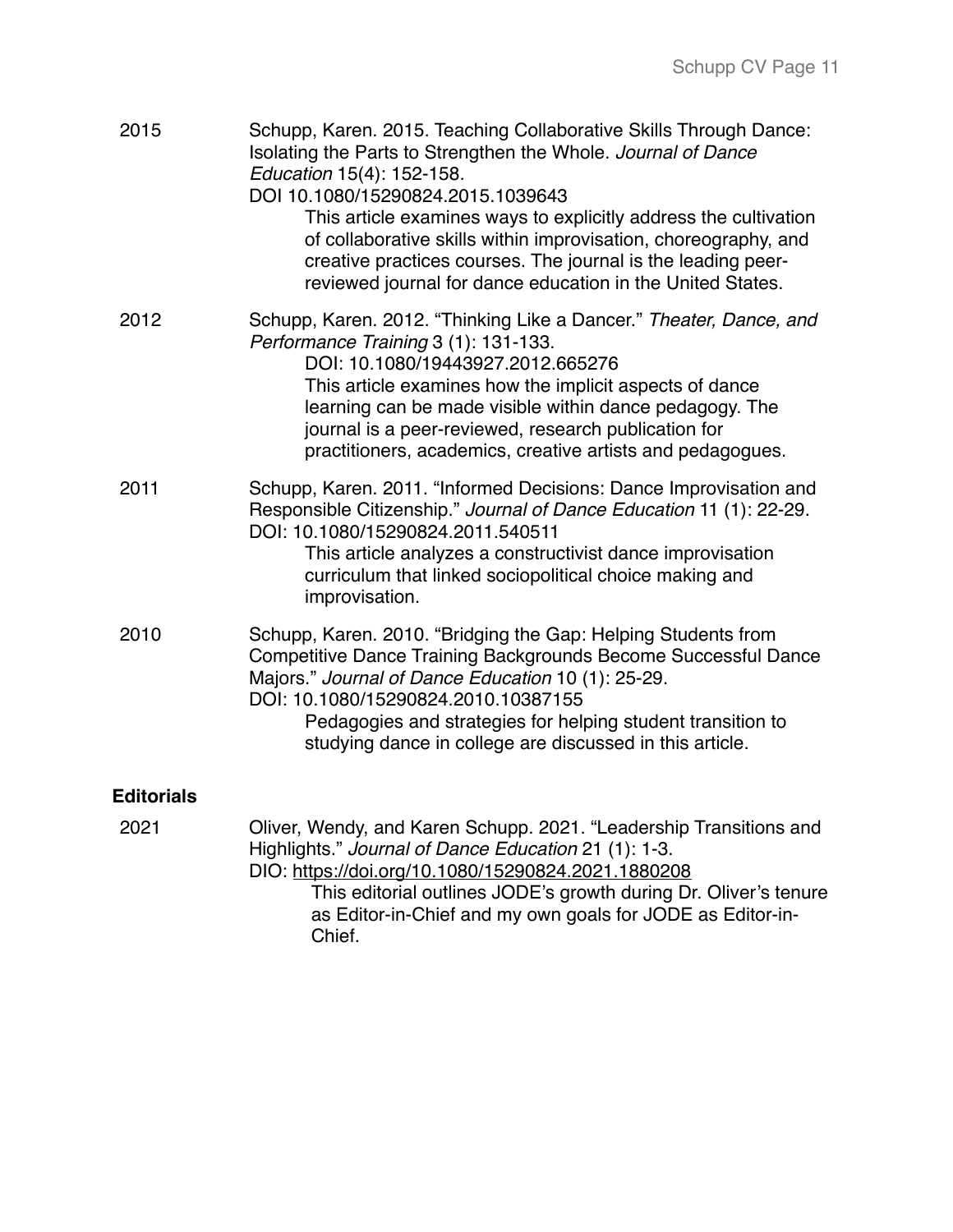2015 Schupp, Karen. 2015. Teaching Collaborative Skills Through Dance: Isolating the Parts to Strengthen the Whole. *Journal of Dance Education* 15(4): 152-158.
DOI 10.1080/15290824.2015.1039643

This article examines ways to explicitly address the cultivation of collaborative skills within improvisation, choreography, and creative practices courses. The journal is the leading peer-reviewed journal for dance education in the United States.

2012 Schupp, Karen. 2012. "Thinking Like a Dancer." *Theater, Dance, and Performance Training* 3 (1): 131-133.
DOI: 10.1080/19443927.2012.665276

This article examines how the implicit aspects of dance learning can be made visible within dance pedagogy. The journal is a peer-reviewed, research publication for practitioners, academics, creative artists and pedagogues.

2011 Schupp, Karen. 2011. "Informed Decisions: Dance Improvisation and Responsible Citizenship." *Journal of Dance Education* 11 (1): 22-29.
DOI: 10.1080/15290824.2011.540511

This article analyzes a constructivist dance improvisation curriculum that linked sociopolitical choice making and improvisation.

2010 Schupp, Karen. 2010. "Bridging the Gap: Helping Students from Competitive Dance Training Backgrounds Become Successful Dance Majors." *Journal of Dance Education* 10 (1): 25-29.
DOI: 10.1080/15290824.2010.10387155

Pedagogies and strategies for helping student transition to studying dance in college are discussed in this article.

**Editorials**

2021 Oliver, Wendy, and Karen Schupp. 2021. "Leadership Transitions and Highlights." *Journal of Dance Education* 21 (1): 1-3.
DIO: https://doi.org/10.1080/15290824.2021.1880208

This editorial outlines JODE's growth during Dr. Oliver's tenure as Editor-in-Chief and my own goals for JODE as Editor-in-Chief.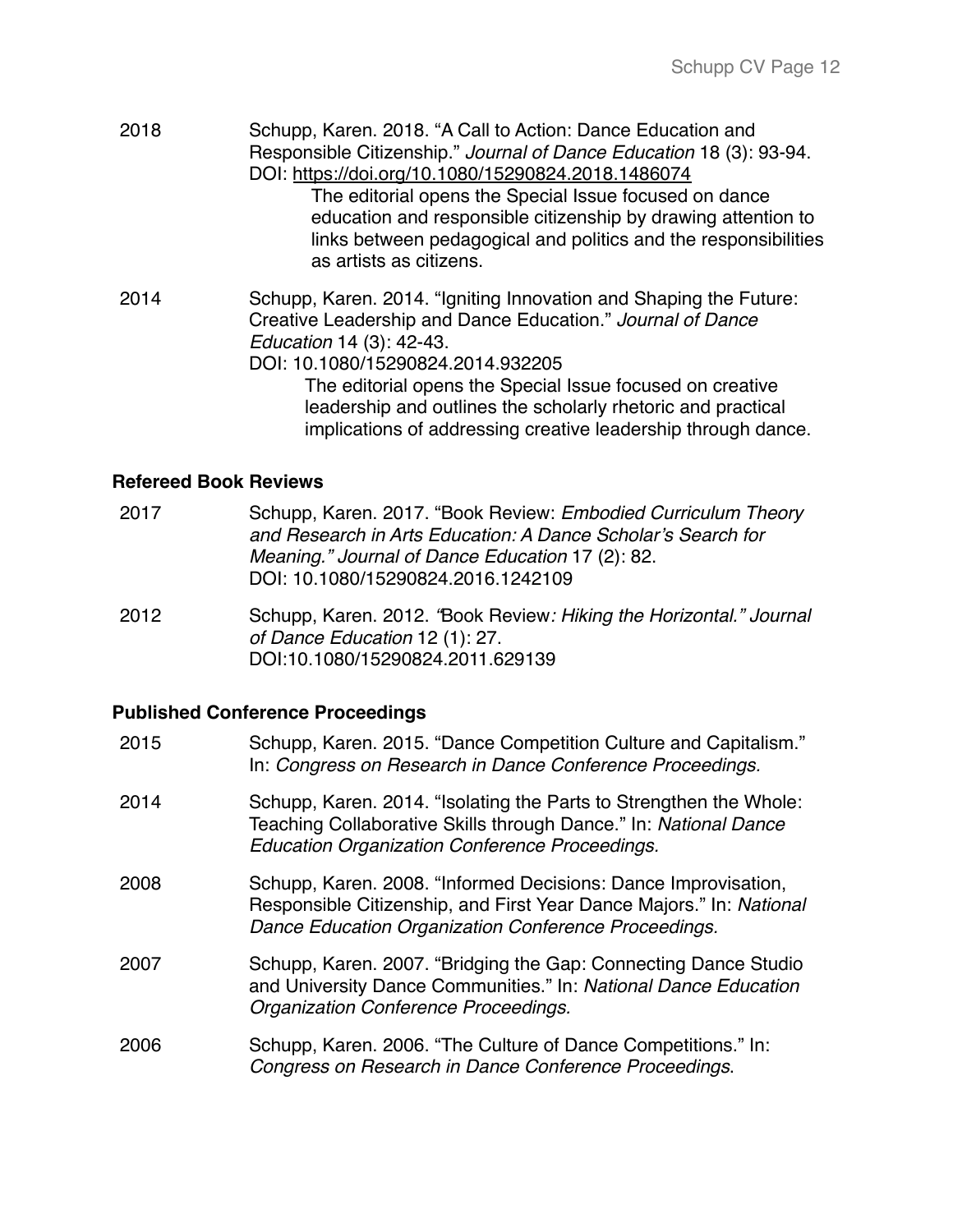2018 Schupp, Karen. 2018. "A Call to Action: Dance Education and Responsible Citizenship." *Journal of Dance Education* 18 (3): 93-94. DOI: https://doi.org/10.1080/15290824.2018.1486074

> The editorial opens the Special Issue focused on dance education and responsible citizenship by drawing attention to links between pedagogical and politics and the responsibilities as artists as citizens.

2014 Schupp, Karen. 2014. "Igniting Innovation and Shaping the Future: Creative Leadership and Dance Education." *Journal of Dance Education* 14 (3): 42-43.
DOI: 10.1080/15290824.2014.932205

> The editorial opens the Special Issue focused on creative leadership and outlines the scholarly rhetoric and practical implications of addressing creative leadership through dance.

**Refereed Book Reviews**

2017 Schupp, Karen. 2017. "Book Review: *Embodied Curriculum Theory and Research in Arts Education: A Dance Scholar's Search for Meaning." Journal of Dance Education* 17 (2): 82.
DOI: 10.1080/15290824.2016.1242109

2012 Schupp, Karen. 2012. *"*Book Review*: Hiking the Horizontal." Journal of Dance Education* 12 (1): 27.
DOI:10.1080/15290824.2011.629139

**Published Conference Proceedings**

2015 Schupp, Karen. 2015. "Dance Competition Culture and Capitalism." In: *Congress on Research in Dance Conference Proceedings.*

2014 Schupp, Karen. 2014. "Isolating the Parts to Strengthen the Whole: Teaching Collaborative Skills through Dance." In: *National Dance Education Organization Conference Proceedings.*

2008 Schupp, Karen. 2008. "Informed Decisions: Dance Improvisation, Responsible Citizenship, and First Year Dance Majors." In: *National Dance Education Organization Conference Proceedings.*

2007 Schupp, Karen. 2007. "Bridging the Gap: Connecting Dance Studio and University Dance Communities." In: *National Dance Education Organization Conference Proceedings.*

2006 Schupp, Karen. 2006. "The Culture of Dance Competitions." In: *Congress on Research in Dance Conference Proceedings*.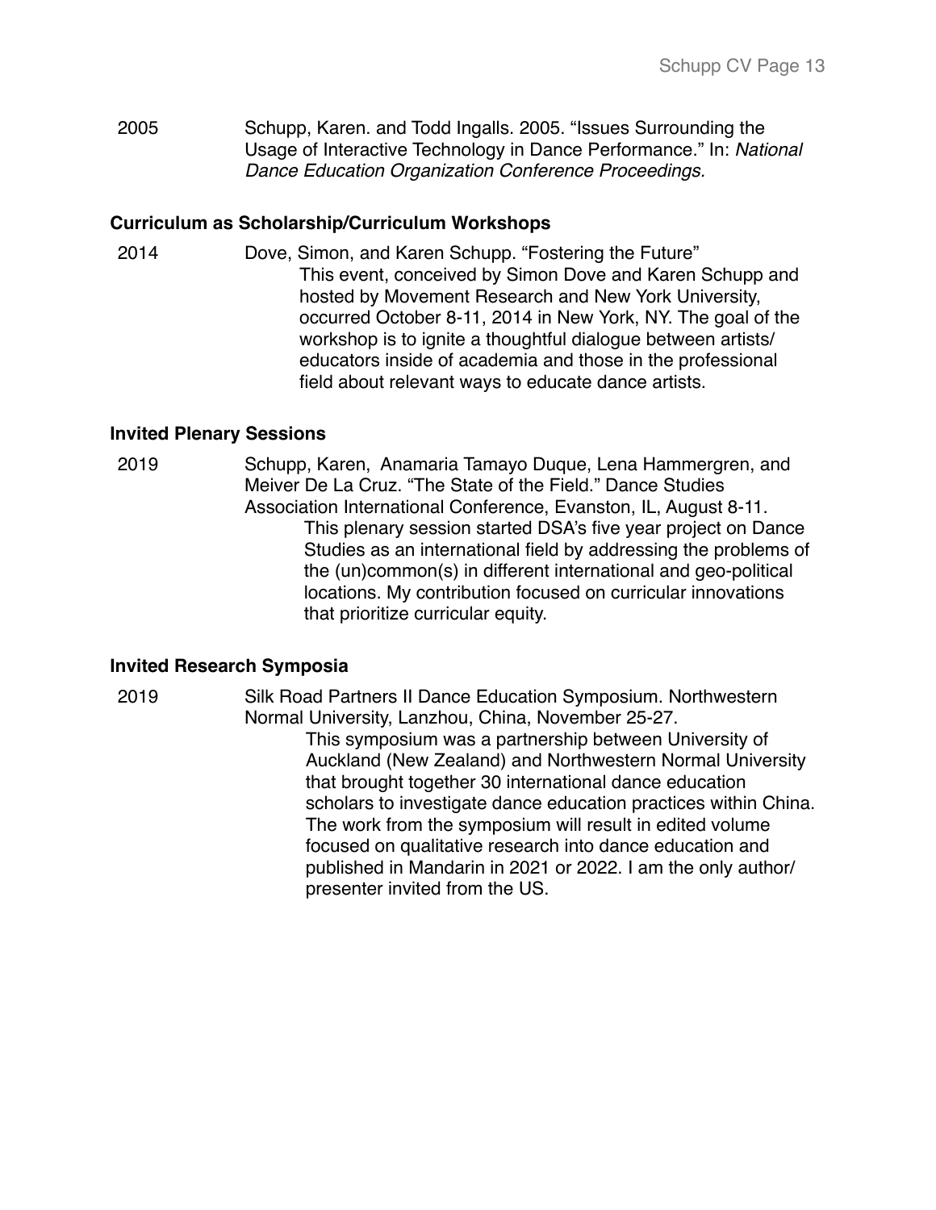2005 Schupp, Karen. and Todd Ingalls. 2005. "Issues Surrounding the Usage of Interactive Technology in Dance Performance." In: *National Dance Education Organization Conference Proceedings.*

**Curriculum as Scholarship/Curriculum Workshops**

2014 Dove, Simon, and Karen Schupp. "Fostering the Future"

This event, conceived by Simon Dove and Karen Schupp and hosted by Movement Research and New York University, occurred October 8-11, 2014 in New York, NY. The goal of the workshop is to ignite a thoughtful dialogue between artists/ educators inside of academia and those in the professional field about relevant ways to educate dance artists.

**Invited Plenary Sessions**

2019 Schupp, Karen, Anamaria Tamayo Duque, Lena Hammergren, and Meiver De La Cruz. "The State of the Field." Dance Studies Association International Conference, Evanston, IL, August 8-11.

This plenary session started DSA's five year project on Dance Studies as an international field by addressing the problems of the (un)common(s) in different international and geo-political locations. My contribution focused on curricular innovations that prioritize curricular equity.

**Invited Research Symposia**

2019 Silk Road Partners II Dance Education Symposium. Northwestern Normal University, Lanzhou, China, November 25-27.

This symposium was a partnership between University of Auckland (New Zealand) and Northwestern Normal University that brought together 30 international dance education scholars to investigate dance education practices within China. The work from the symposium will result in edited volume focused on qualitative research into dance education and published in Mandarin in 2021 or 2022. I am the only author/ presenter invited from the US.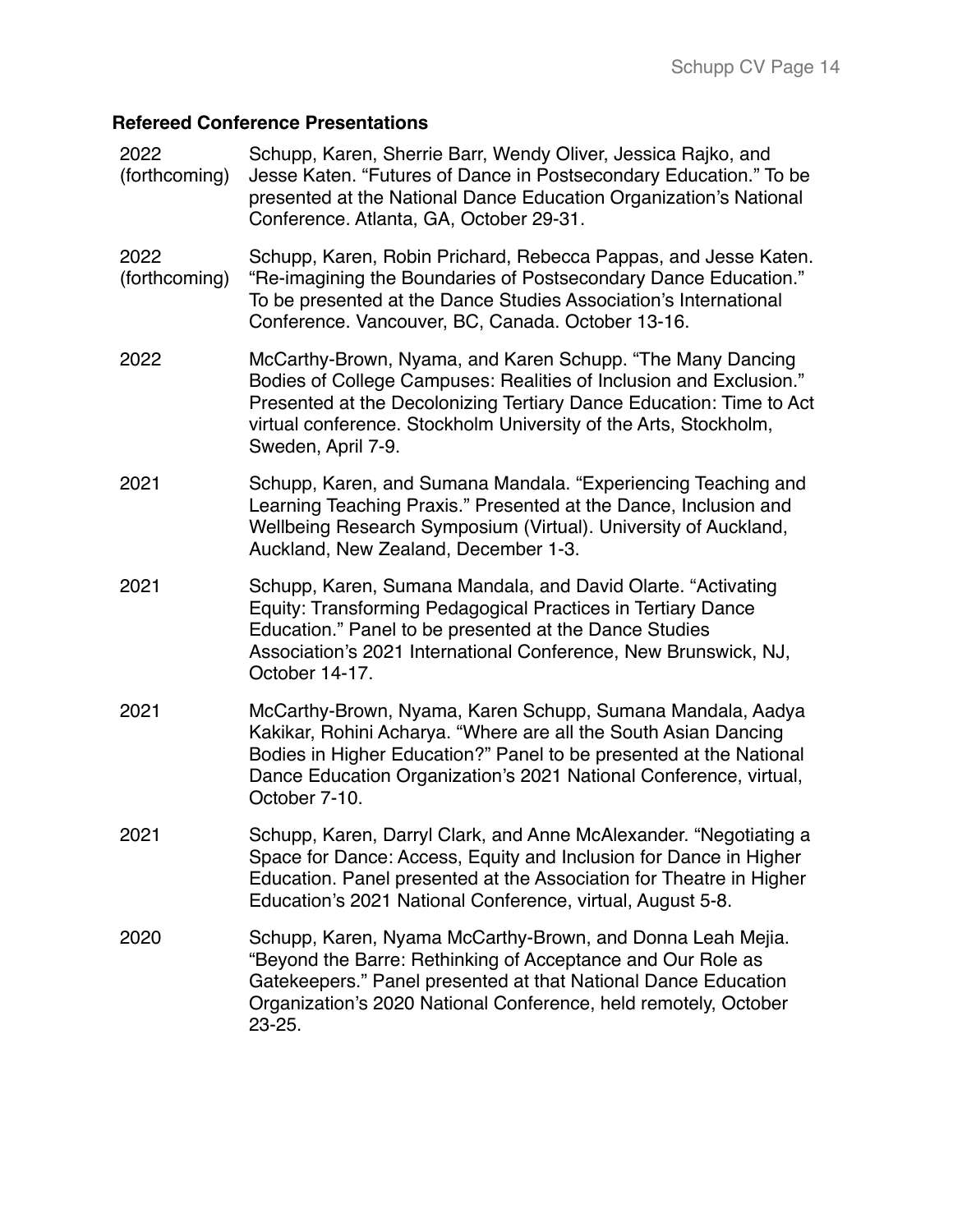**Refereed Conference Presentations**

2022 (forthcoming) Schupp, Karen, Sherrie Barr, Wendy Oliver, Jessica Rajko, and Jesse Katen. "Futures of Dance in Postsecondary Education." To be presented at the National Dance Education Organization's National Conference. Atlanta, GA, October 29-31.

2022 (forthcoming) Schupp, Karen, Robin Prichard, Rebecca Pappas, and Jesse Katen. "Re-imagining the Boundaries of Postsecondary Dance Education." To be presented at the Dance Studies Association's International Conference. Vancouver, BC, Canada. October 13-16.

2022 McCarthy-Brown, Nyama, and Karen Schupp. "The Many Dancing Bodies of College Campuses: Realities of Inclusion and Exclusion." Presented at the Decolonizing Tertiary Dance Education: Time to Act virtual conference. Stockholm University of the Arts, Stockholm, Sweden, April 7-9.

2021 Schupp, Karen, and Sumana Mandala. "Experiencing Teaching and Learning Teaching Praxis." Presented at the Dance, Inclusion and Wellbeing Research Symposium (Virtual). University of Auckland, Auckland, New Zealand, December 1-3.

2021 Schupp, Karen, Sumana Mandala, and David Olarte. "Activating Equity: Transforming Pedagogical Practices in Tertiary Dance Education." Panel to be presented at the Dance Studies Association's 2021 International Conference, New Brunswick, NJ, October 14-17.

2021 McCarthy-Brown, Nyama, Karen Schupp, Sumana Mandala, Aadya Kakikar, Rohini Acharya. "Where are all the South Asian Dancing Bodies in Higher Education?" Panel to be presented at the National Dance Education Organization's 2021 National Conference, virtual, October 7-10.

2021 Schupp, Karen, Darryl Clark, and Anne McAlexander. "Negotiating a Space for Dance: Access, Equity and Inclusion for Dance in Higher Education. Panel presented at the Association for Theatre in Higher Education's 2021 National Conference, virtual, August 5-8.

2020 Schupp, Karen, Nyama McCarthy-Brown, and Donna Leah Mejia. "Beyond the Barre: Rethinking of Acceptance and Our Role as Gatekeepers." Panel presented at that National Dance Education Organization's 2020 National Conference, held remotely, October 23-25.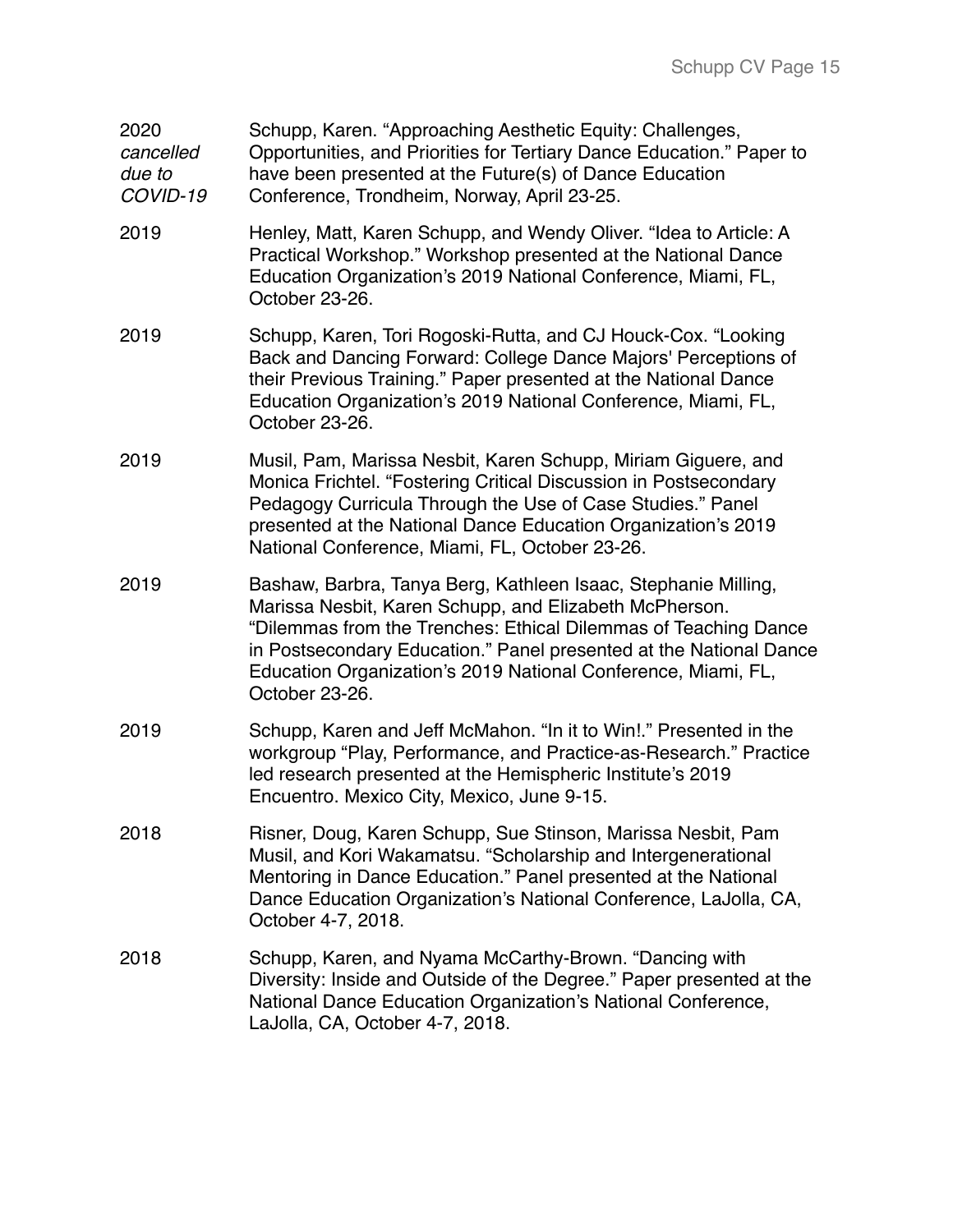2020 *cancelled due to COVID-19* — Schupp, Karen. “Approaching Aesthetic Equity: Challenges, Opportunities, and Priorities for Tertiary Dance Education.” Paper to have been presented at the Future(s) of Dance Education Conference, Trondheim, Norway, April 23-25.

2019 — Henley, Matt, Karen Schupp, and Wendy Oliver. “Idea to Article: A Practical Workshop.” Workshop presented at the National Dance Education Organization’s 2019 National Conference, Miami, FL, October 23-26.

2019 — Schupp, Karen, Tori Rogoski-Rutta, and CJ Houck-Cox. “Looking Back and Dancing Forward: College Dance Majors' Perceptions of their Previous Training.” Paper presented at the National Dance Education Organization’s 2019 National Conference, Miami, FL, October 23-26.

2019 — Musil, Pam, Marissa Nesbit, Karen Schupp, Miriam Giguere, and Monica Frichtel. “Fostering Critical Discussion in Postsecondary Pedagogy Curricula Through the Use of Case Studies.” Panel presented at the National Dance Education Organization’s 2019 National Conference, Miami, FL, October 23-26.

2019 — Bashaw, Barbra, Tanya Berg, Kathleen Isaac, Stephanie Milling, Marissa Nesbit, Karen Schupp, and Elizabeth McPherson. “Dilemmas from the Trenches: Ethical Dilemmas of Teaching Dance in Postsecondary Education.” Panel presented at the National Dance Education Organization’s 2019 National Conference, Miami, FL, October 23-26.

2019 — Schupp, Karen and Jeff McMahon. “In it to Win!.” Presented in the workgroup “Play, Performance, and Practice-as-Research.” Practice led research presented at the Hemispheric Institute’s 2019 Encuentro. Mexico City, Mexico, June 9-15.

2018 — Risner, Doug, Karen Schupp, Sue Stinson, Marissa Nesbit, Pam Musil, and Kori Wakamatsu. “Scholarship and Intergenerational Mentoring in Dance Education.” Panel presented at the National Dance Education Organization’s National Conference, LaJolla, CA, October 4-7, 2018.

2018 — Schupp, Karen, and Nyama McCarthy-Brown. “Dancing with Diversity: Inside and Outside of the Degree.” Paper presented at the National Dance Education Organization’s National Conference, LaJolla, CA, October 4-7, 2018.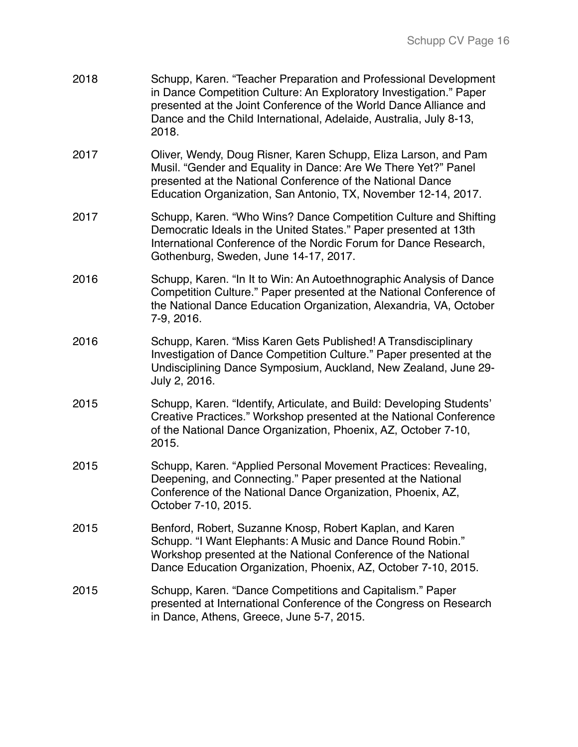2018 Schupp, Karen. “Teacher Preparation and Professional Development in Dance Competition Culture: An Exploratory Investigation.” Paper presented at the Joint Conference of the World Dance Alliance and Dance and the Child International, Adelaide, Australia, July 8-13, 2018.

2017 Oliver, Wendy, Doug Risner, Karen Schupp, Eliza Larson, and Pam Musil. “Gender and Equality in Dance: Are We There Yet?” Panel presented at the National Conference of the National Dance Education Organization, San Antonio, TX, November 12-14, 2017.

2017 Schupp, Karen. “Who Wins? Dance Competition Culture and Shifting Democratic Ideals in the United States.” Paper presented at 13th International Conference of the Nordic Forum for Dance Research, Gothenburg, Sweden, June 14-17, 2017.

2016 Schupp, Karen. “In It to Win: An Autoethnographic Analysis of Dance Competition Culture.” Paper presented at the National Conference of the National Dance Education Organization, Alexandria, VA, October 7-9, 2016.

2016 Schupp, Karen. “Miss Karen Gets Published! A Transdisciplinary Investigation of Dance Competition Culture.” Paper presented at the Undisciplining Dance Symposium, Auckland, New Zealand, June 29-July 2, 2016.

2015 Schupp, Karen. “Identify, Articulate, and Build: Developing Students’ Creative Practices.” Workshop presented at the National Conference of the National Dance Organization, Phoenix, AZ, October 7-10, 2015.

2015 Schupp, Karen. “Applied Personal Movement Practices: Revealing, Deepening, and Connecting.” Paper presented at the National Conference of the National Dance Organization, Phoenix, AZ, October 7-10, 2015.

2015 Benford, Robert, Suzanne Knosp, Robert Kaplan, and Karen Schupp. “I Want Elephants: A Music and Dance Round Robin.” Workshop presented at the National Conference of the National Dance Education Organization, Phoenix, AZ, October 7-10, 2015.

2015 Schupp, Karen. “Dance Competitions and Capitalism.” Paper presented at International Conference of the Congress on Research in Dance, Athens, Greece, June 5-7, 2015.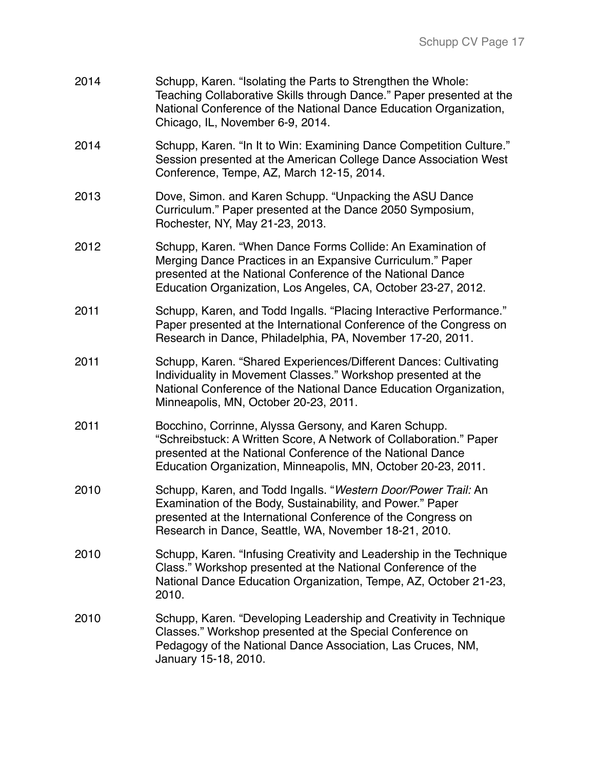2014 Schupp, Karen. "Isolating the Parts to Strengthen the Whole: Teaching Collaborative Skills through Dance." Paper presented at the National Conference of the National Dance Education Organization, Chicago, IL, November 6-9, 2014.

2014 Schupp, Karen. "In It to Win: Examining Dance Competition Culture." Session presented at the American College Dance Association West Conference, Tempe, AZ, March 12-15, 2014.

2013 Dove, Simon. and Karen Schupp. "Unpacking the ASU Dance Curriculum." Paper presented at the Dance 2050 Symposium, Rochester, NY, May 21-23, 2013.

2012 Schupp, Karen. "When Dance Forms Collide: An Examination of Merging Dance Practices in an Expansive Curriculum." Paper presented at the National Conference of the National Dance Education Organization, Los Angeles, CA, October 23-27, 2012.

2011 Schupp, Karen, and Todd Ingalls. "Placing Interactive Performance." Paper presented at the International Conference of the Congress on Research in Dance, Philadelphia, PA, November 17-20, 2011.

2011 Schupp, Karen. "Shared Experiences/Different Dances: Cultivating Individuality in Movement Classes." Workshop presented at the National Conference of the National Dance Education Organization, Minneapolis, MN, October 20-23, 2011.

2011 Bocchino, Corrinne, Alyssa Gersony, and Karen Schupp. "Schreibstuck: A Written Score, A Network of Collaboration." Paper presented at the National Conference of the National Dance Education Organization, Minneapolis, MN, October 20-23, 2011.

2010 Schupp, Karen, and Todd Ingalls. "*Western Door/Power Trail:* An Examination of the Body, Sustainability, and Power." Paper presented at the International Conference of the Congress on Research in Dance, Seattle, WA, November 18-21, 2010.

2010 Schupp, Karen. "Infusing Creativity and Leadership in the Technique Class." Workshop presented at the National Conference of the National Dance Education Organization, Tempe, AZ, October 21-23, 2010.

2010 Schupp, Karen. "Developing Leadership and Creativity in Technique Classes." Workshop presented at the Special Conference on Pedagogy of the National Dance Association, Las Cruces, NM, January 15-18, 2010.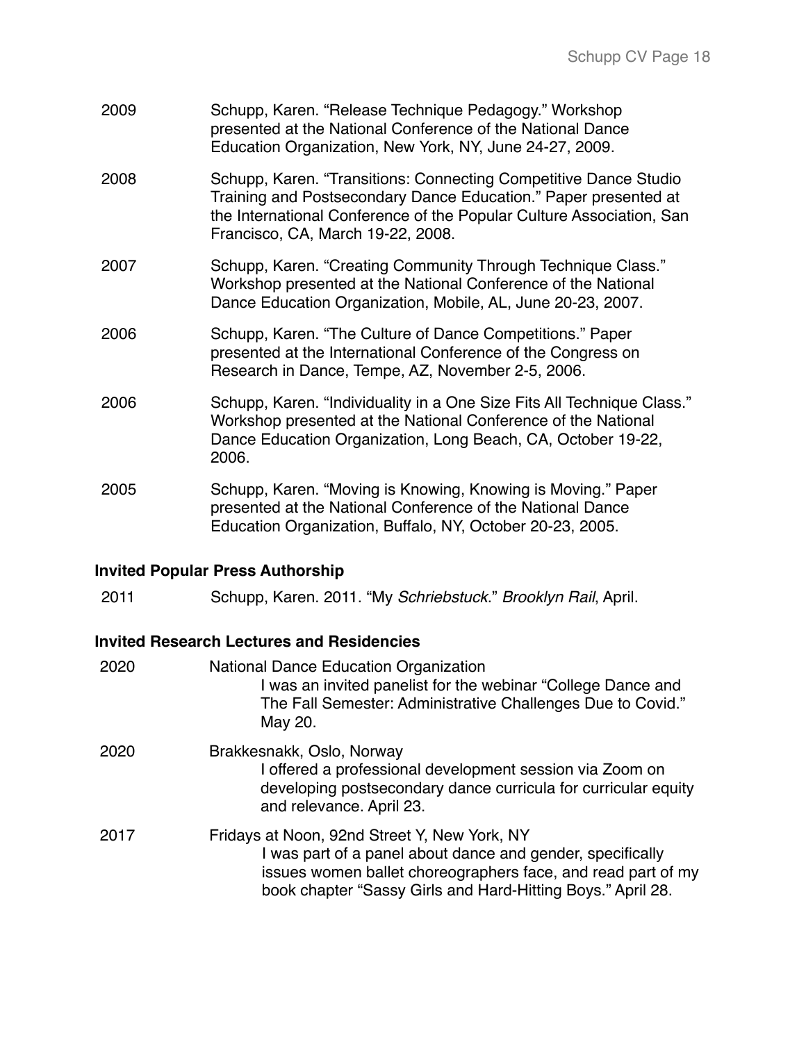2009 Schupp, Karen. "Release Technique Pedagogy." Workshop presented at the National Conference of the National Dance Education Organization, New York, NY, June 24-27, 2009.

2008 Schupp, Karen. "Transitions: Connecting Competitive Dance Studio Training and Postsecondary Dance Education." Paper presented at the International Conference of the Popular Culture Association, San Francisco, CA, March 19-22, 2008.

2007 Schupp, Karen. "Creating Community Through Technique Class." Workshop presented at the National Conference of the National Dance Education Organization, Mobile, AL, June 20-23, 2007.

2006 Schupp, Karen. "The Culture of Dance Competitions." Paper presented at the International Conference of the Congress on Research in Dance, Tempe, AZ, November 2-5, 2006.

2006 Schupp, Karen. "Individuality in a One Size Fits All Technique Class." Workshop presented at the National Conference of the National Dance Education Organization, Long Beach, CA, October 19-22, 2006.

2005 Schupp, Karen. "Moving is Knowing, Knowing is Moving." Paper presented at the National Conference of the National Dance Education Organization, Buffalo, NY, October 20-23, 2005.

**Invited Popular Press Authorship**

2011 Schupp, Karen. 2011. "My *Schriebstuck*." *Brooklyn Rail*, April.

**Invited Research Lectures and Residencies**

2020 National Dance Education Organization
I was an invited panelist for the webinar "College Dance and The Fall Semester: Administrative Challenges Due to Covid." May 20.

2020 Brakkesnakk, Oslo, Norway
I offered a professional development session via Zoom on developing postsecondary dance curricula for curricular equity and relevance. April 23.

2017 Fridays at Noon, 92nd Street Y, New York, NY
I was part of a panel about dance and gender, specifically issues women ballet choreographers face, and read part of my book chapter "Sassy Girls and Hard-Hitting Boys." April 28.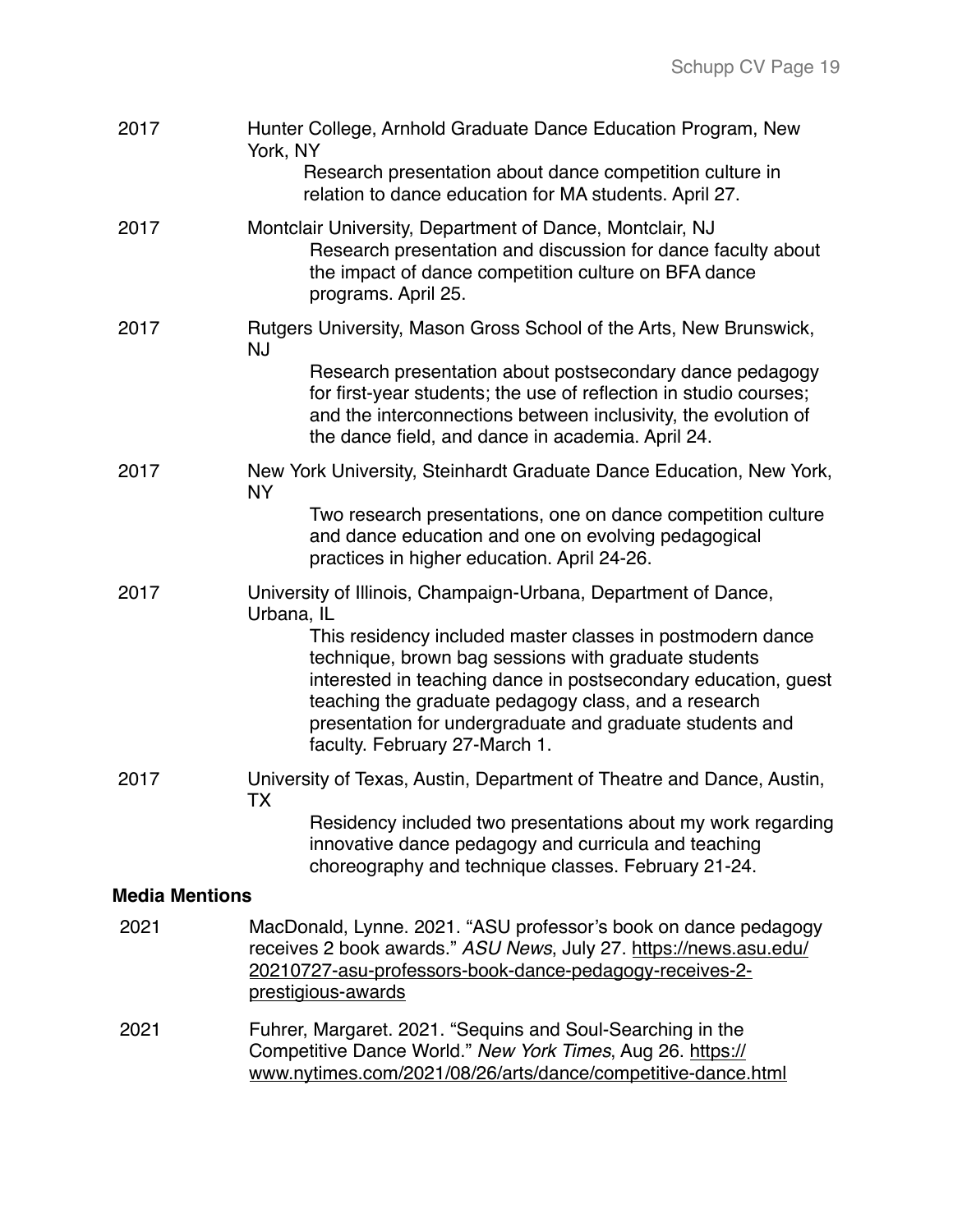2017 Hunter College, Arnhold Graduate Dance Education Program, New York, NY

Research presentation about dance competition culture in relation to dance education for MA students. April 27.

2017 Montclair University, Department of Dance, Montclair, NJ

Research presentation and discussion for dance faculty about the impact of dance competition culture on BFA dance programs. April 25.

2017 Rutgers University, Mason Gross School of the Arts, New Brunswick, NJ

Research presentation about postsecondary dance pedagogy for first-year students; the use of reflection in studio courses; and the interconnections between inclusivity, the evolution of the dance field, and dance in academia. April 24.

2017 New York University, Steinhardt Graduate Dance Education, New York, NY

Two research presentations, one on dance competition culture and dance education and one on evolving pedagogical practices in higher education. April 24-26.

2017 University of Illinois, Champaign-Urbana, Department of Dance, Urbana, IL

This residency included master classes in postmodern dance technique, brown bag sessions with graduate students interested in teaching dance in postsecondary education, guest teaching the graduate pedagogy class, and a research presentation for undergraduate and graduate students and faculty. February 27-March 1.

2017 University of Texas, Austin, Department of Theatre and Dance, Austin, TX

Residency included two presentations about my work regarding innovative dance pedagogy and curricula and teaching choreography and technique classes. February 21-24.

**Media Mentions**

2021 MacDonald, Lynne. 2021. "ASU professor's book on dance pedagogy receives 2 book awards." *ASU News*, July 27. https://news.asu.edu/20210727-asu-professors-book-dance-pedagogy-receives-2-prestigious-awards

2021 Fuhrer, Margaret. 2021. "Sequins and Soul-Searching in the Competitive Dance World." *New York Times*, Aug 26. https://www.nytimes.com/2021/08/26/arts/dance/competitive-dance.html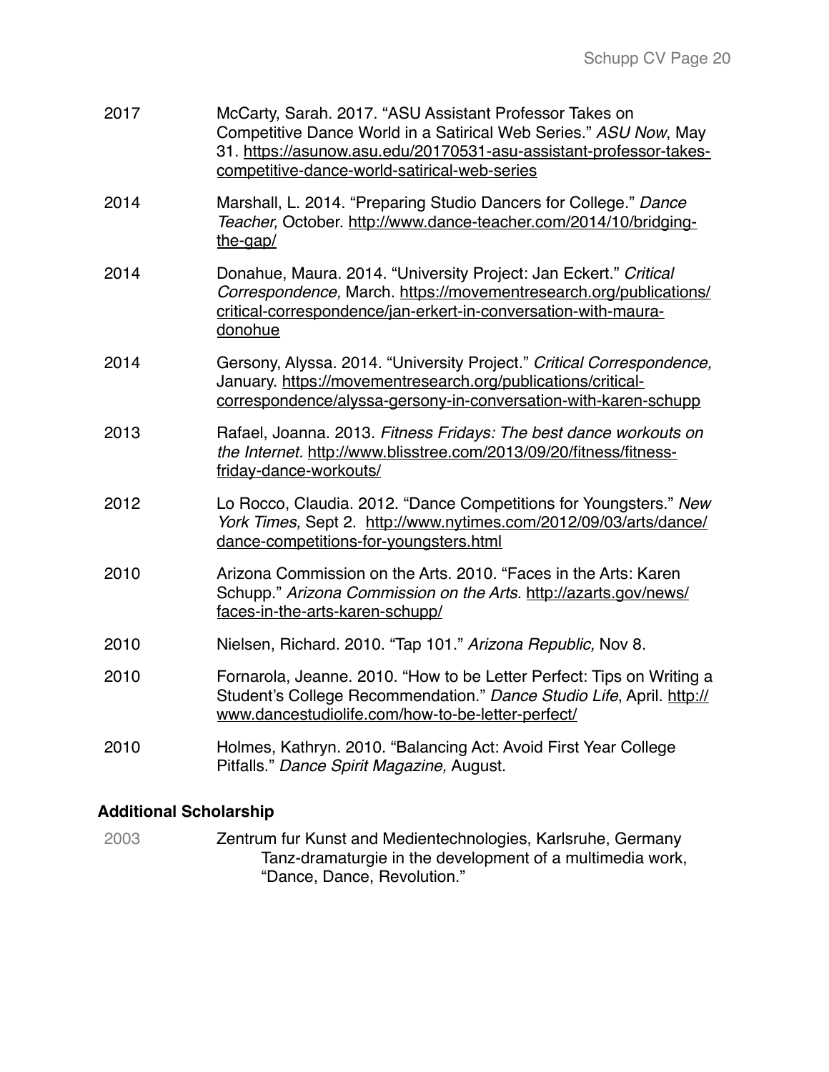| | |
|---|---|
| 2017 | McCarty, Sarah. 2017. "ASU Assistant Professor Takes on Competitive Dance World in a Satirical Web Series." *ASU Now*, May 31. https://asunow.asu.edu/20170531-asu-assistant-professor-takes-competitive-dance-world-satirical-web-series |
| 2014 | Marshall, L. 2014. "Preparing Studio Dancers for College." *Dance Teacher,* October. http://www.dance-teacher.com/2014/10/bridging-the-gap/ |
| 2014 | Donahue, Maura. 2014. "University Project: Jan Eckert." *Critical Correspondence,* March. https://movementresearch.org/publications/critical-correspondence/jan-erkert-in-conversation-with-maura-donohue |
| 2014 | Gersony, Alyssa. 2014. "University Project." *Critical Correspondence,* January. https://movementresearch.org/publications/critical-correspondence/alyssa-gersony-in-conversation-with-karen-schupp |
| 2013 | Rafael, Joanna. 2013. *Fitness Fridays: The best dance workouts on the Internet.* http://www.blisstree.com/2013/09/20/fitness/fitness-friday-dance-workouts/ |
| 2012 | Lo Rocco, Claudia. 2012. "Dance Competitions for Youngsters." *New York Times,* Sept 2. http://www.nytimes.com/2012/09/03/arts/dance/dance-competitions-for-youngsters.html |
| 2010 | Arizona Commission on the Arts. 2010. "Faces in the Arts: Karen Schupp." *Arizona Commission on the Arts.* http://azarts.gov/news/faces-in-the-arts-karen-schupp/ |
| 2010 | Nielsen, Richard. 2010. "Tap 101." *Arizona Republic,* Nov 8. |
| 2010 | Fornarola, Jeanne. 2010. "How to be Letter Perfect: Tips on Writing a Student's College Recommendation." *Dance Studio Life*, April. http://www.dancestudiolife.com/how-to-be-letter-perfect/ |
| 2010 | Holmes, Kathryn. 2010. "Balancing Act: Avoid First Year College Pitfalls." *Dance Spirit Magazine,* August. |

**Additional Scholarship**

| | |
|---|---|
| 2003 | Zentrum fur Kunst and Medientechnologies, Karlsruhe, Germany<br>Tanz-dramaturgie in the development of a multimedia work, "Dance, Dance, Revolution." |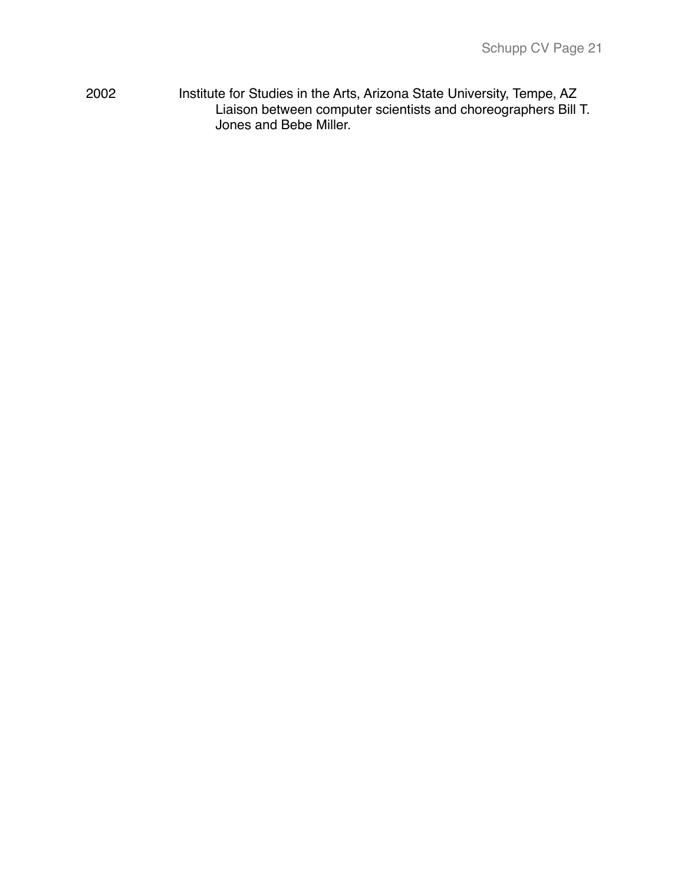2002 Institute for Studies in the Arts, Arizona State University, Tempe, AZ
Liaison between computer scientists and choreographers Bill T. Jones and Bebe Miller.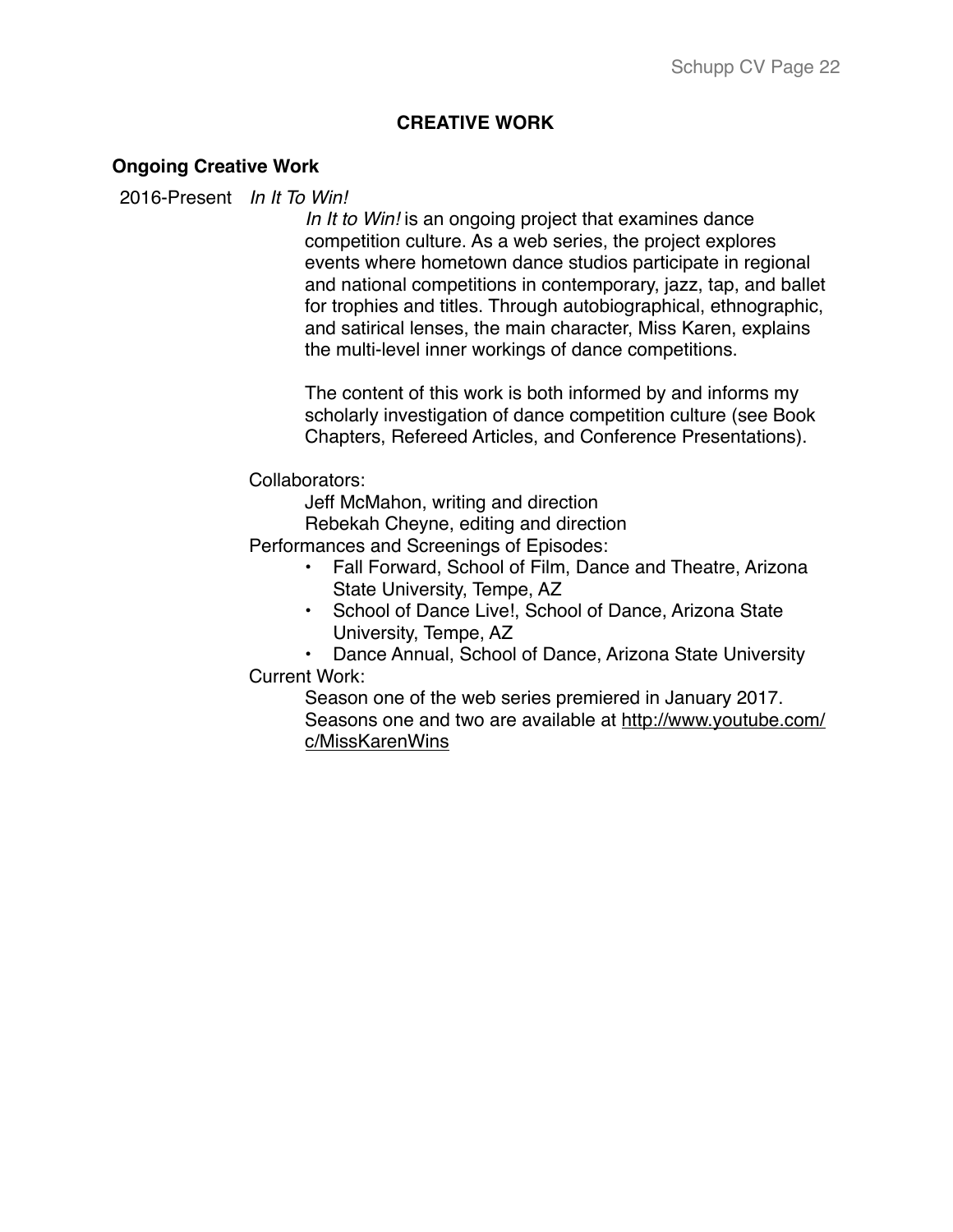# CREATIVE WORK

## Ongoing Creative Work

2016-Present *In It To Win!*

*In It to Win!* is an ongoing project that examines dance competition culture. As a web series, the project explores events where hometown dance studios participate in regional and national competitions in contemporary, jazz, tap, and ballet for trophies and titles. Through autobiographical, ethnographic, and satirical lenses, the main character, Miss Karen, explains the multi-level inner workings of dance competitions.

The content of this work is both informed by and informs my scholarly investigation of dance competition culture (see Book Chapters, Refereed Articles, and Conference Presentations).

Collaborators:

Jeff McMahon, writing and direction
Rebekah Cheyne, editing and direction

Performances and Screenings of Episodes:

- Fall Forward, School of Film, Dance and Theatre, Arizona State University, Tempe, AZ
- School of Dance Live!, School of Dance, Arizona State University, Tempe, AZ
- Dance Annual, School of Dance, Arizona State University

Current Work:

Season one of the web series premiered in January 2017. Seasons one and two are available at http://www.youtube.com/c/MissKarenWins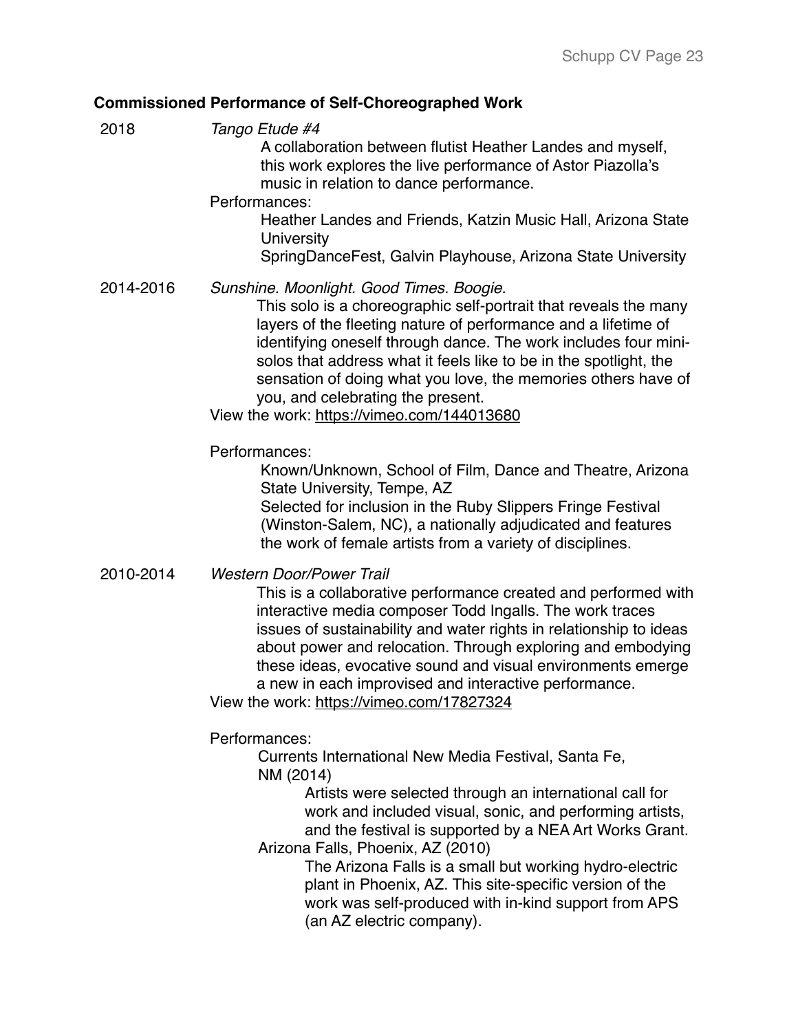**Commissioned Performance of Self-Choreographed Work**

2018 *Tango Etude #4*

A collaboration between flutist Heather Landes and myself, this work explores the live performance of Astor Piazolla's music in relation to dance performance.

Performances:

Heather Landes and Friends, Katzin Music Hall, Arizona State University

SpringDanceFest, Galvin Playhouse, Arizona State University

2014-2016 *Sunshine. Moonlight. Good Times. Boogie.*

This solo is a choreographic self-portrait that reveals the many layers of the fleeting nature of performance and a lifetime of identifying oneself through dance. The work includes four mini-solos that address what it feels like to be in the spotlight, the sensation of doing what you love, the memories others have of you, and celebrating the present.

View the work: https://vimeo.com/144013680

Performances:

Known/Unknown, School of Film, Dance and Theatre, Arizona State University, Tempe, AZ

Selected for inclusion in the Ruby Slippers Fringe Festival (Winston-Salem, NC), a nationally adjudicated and features the work of female artists from a variety of disciplines.

2010-2014 *Western Door/Power Trail*

This is a collaborative performance created and performed with interactive media composer Todd Ingalls. The work traces issues of sustainability and water rights in relationship to ideas about power and relocation. Through exploring and embodying these ideas, evocative sound and visual environments emerge a new in each improvised and interactive performance.

View the work: https://vimeo.com/17827324

Performances:

Currents International New Media Festival, Santa Fe, NM (2014)

Artists were selected through an international call for work and included visual, sonic, and performing artists, and the festival is supported by a NEA Art Works Grant.

Arizona Falls, Phoenix, AZ (2010)

The Arizona Falls is a small but working hydro-electric plant in Phoenix, AZ. This site-specific version of the work was self-produced with in-kind support from APS (an AZ electric company).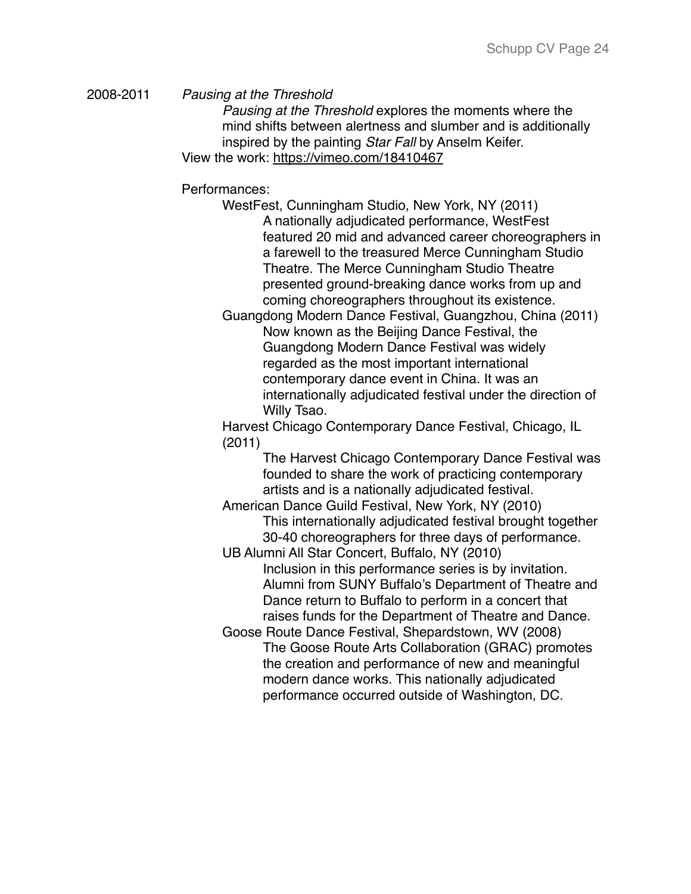2008-2011 *Pausing at the Threshold*

*Pausing at the Threshold* explores the moments where the mind shifts between alertness and slumber and is additionally inspired by the painting *Star Fall* by Anselm Keifer.

View the work: https://vimeo.com/18410467

Performances:

- WestFest, Cunningham Studio, New York, NY (2011)
  - A nationally adjudicated performance, WestFest featured 20 mid and advanced career choreographers in a farewell to the treasured Merce Cunningham Studio Theatre. The Merce Cunningham Studio Theatre presented ground-breaking dance works from up and coming choreographers throughout its existence.
- Guangdong Modern Dance Festival, Guangzhou, China (2011)
  - Now known as the Beijing Dance Festival, the Guangdong Modern Dance Festival was widely regarded as the most important international contemporary dance event in China. It was an internationally adjudicated festival under the direction of Willy Tsao.
- Harvest Chicago Contemporary Dance Festival, Chicago, IL (2011)
  - The Harvest Chicago Contemporary Dance Festival was founded to share the work of practicing contemporary artists and is a nationally adjudicated festival.
- American Dance Guild Festival, New York, NY (2010)
  - This internationally adjudicated festival brought together 30-40 choreographers for three days of performance.
- UB Alumni All Star Concert, Buffalo, NY (2010)
  - Inclusion in this performance series is by invitation. Alumni from SUNY Buffalo's Department of Theatre and Dance return to Buffalo to perform in a concert that raises funds for the Department of Theatre and Dance.
- Goose Route Dance Festival, Shepardstown, WV (2008)
  - The Goose Route Arts Collaboration (GRAC) promotes the creation and performance of new and meaningful modern dance works. This nationally adjudicated performance occurred outside of Washington, DC.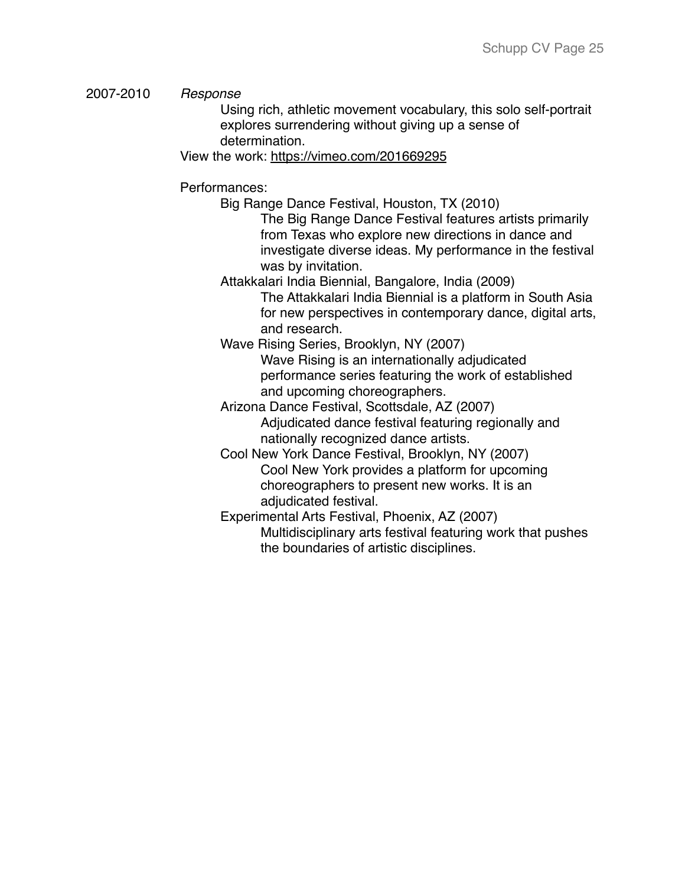2007-2010 *Response*

Using rich, athletic movement vocabulary, this solo self-portrait explores surrendering without giving up a sense of determination.

View the work: https://vimeo.com/201669295

Performances:

- Big Range Dance Festival, Houston, TX (2010)
  - The Big Range Dance Festival features artists primarily from Texas who explore new directions in dance and investigate diverse ideas. My performance in the festival was by invitation.
- Attakkalari India Biennial, Bangalore, India (2009)
  - The Attakkalari India Biennial is a platform in South Asia for new perspectives in contemporary dance, digital arts, and research.
- Wave Rising Series, Brooklyn, NY (2007)
  - Wave Rising is an internationally adjudicated performance series featuring the work of established and upcoming choreographers.
- Arizona Dance Festival, Scottsdale, AZ (2007)
  - Adjudicated dance festival featuring regionally and nationally recognized dance artists.
- Cool New York Dance Festival, Brooklyn, NY (2007)
  - Cool New York provides a platform for upcoming choreographers to present new works. It is an adjudicated festival.
- Experimental Arts Festival, Phoenix, AZ (2007)
  - Multidisciplinary arts festival featuring work that pushes the boundaries of artistic disciplines.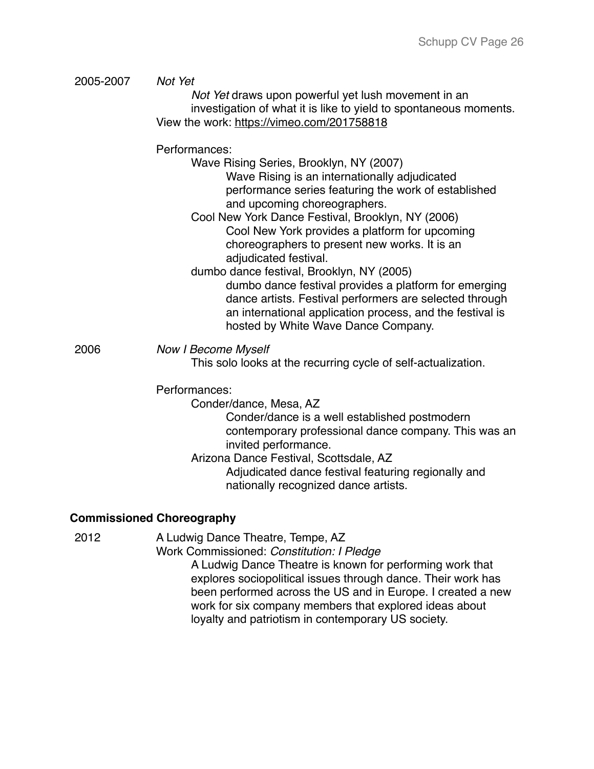2005-2007 *Not Yet*

*Not Yet* draws upon powerful yet lush movement in an investigation of what it is like to yield to spontaneous moments.

View the work: https://vimeo.com/201758818

Performances:

- Wave Rising Series, Brooklyn, NY (2007)
  - Wave Rising is an internationally adjudicated performance series featuring the work of established and upcoming choreographers.
- Cool New York Dance Festival, Brooklyn, NY (2006)
  - Cool New York provides a platform for upcoming choreographers to present new works. It is an adjudicated festival.
- dumbo dance festival, Brooklyn, NY (2005)
  - dumbo dance festival provides a platform for emerging dance artists. Festival performers are selected through an international application process, and the festival is hosted by White Wave Dance Company.

2006 *Now I Become Myself*

This solo looks at the recurring cycle of self-actualization.

Performances:

- Conder/dance, Mesa, AZ
  - Conder/dance is a well established postmodern contemporary professional dance company. This was an invited performance.
- Arizona Dance Festival, Scottsdale, AZ
  - Adjudicated dance festival featuring regionally and nationally recognized dance artists.

**Commissioned Choreography**

2012 A Ludwig Dance Theatre, Tempe, AZ

Work Commissioned: *Constitution: I Pledge*

A Ludwig Dance Theatre is known for performing work that explores sociopolitical issues through dance. Their work has been performed across the US and in Europe. I created a new work for six company members that explored ideas about loyalty and patriotism in contemporary US society.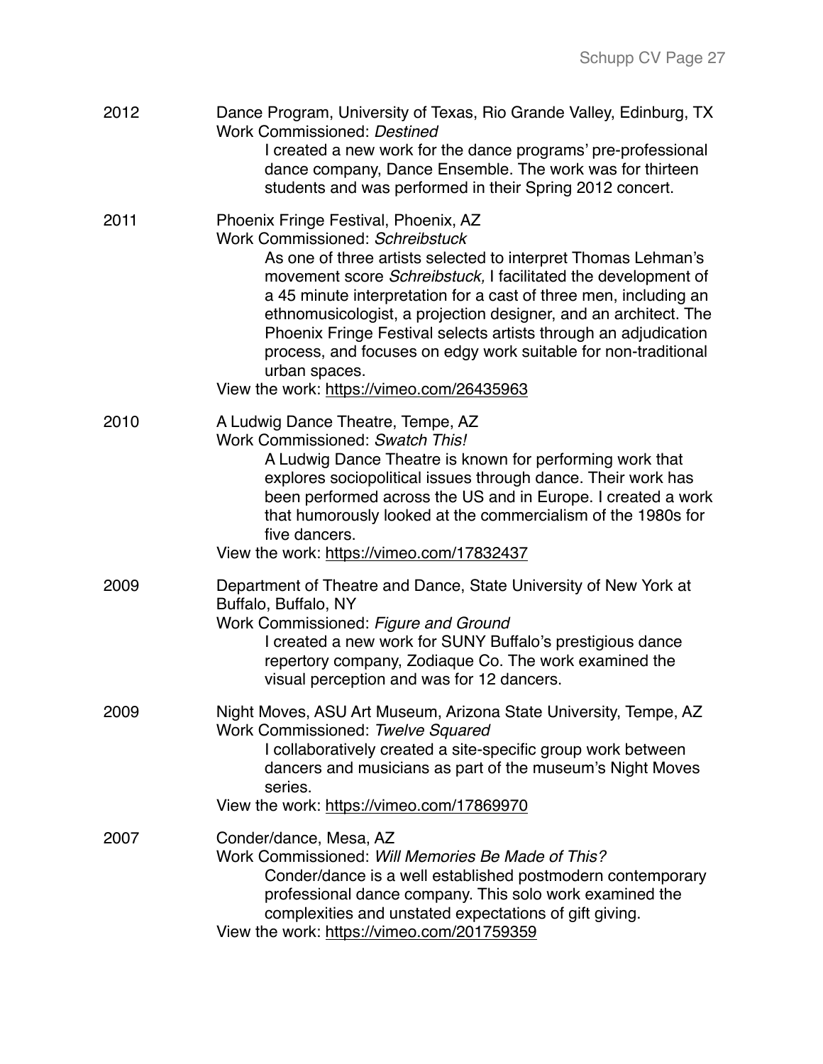2012 Dance Program, University of Texas, Rio Grande Valley, Edinburg, TX
Work Commissioned: *Destined*

I created a new work for the dance programs' pre-professional dance company, Dance Ensemble. The work was for thirteen students and was performed in their Spring 2012 concert.

2011 Phoenix Fringe Festival, Phoenix, AZ
Work Commissioned: *Schreibstuck*

As one of three artists selected to interpret Thomas Lehman's movement score *Schreibstuck,* I facilitated the development of a 45 minute interpretation for a cast of three men, including an ethnomusicologist, a projection designer, and an architect. The Phoenix Fringe Festival selects artists through an adjudication process, and focuses on edgy work suitable for non-traditional urban spaces.

View the work: https://vimeo.com/26435963

2010 A Ludwig Dance Theatre, Tempe, AZ
Work Commissioned: *Swatch This!*

A Ludwig Dance Theatre is known for performing work that explores sociopolitical issues through dance. Their work has been performed across the US and in Europe. I created a work that humorously looked at the commercialism of the 1980s for five dancers.

View the work: https://vimeo.com/17832437

2009 Department of Theatre and Dance, State University of New York at Buffalo, Buffalo, NY
Work Commissioned: *Figure and Ground*

I created a new work for SUNY Buffalo's prestigious dance repertory company, Zodiaque Co. The work examined the visual perception and was for 12 dancers.

2009 Night Moves, ASU Art Museum, Arizona State University, Tempe, AZ
Work Commissioned: *Twelve Squared*

I collaboratively created a site-specific group work between dancers and musicians as part of the museum's Night Moves series.

View the work: https://vimeo.com/17869970

2007 Conder/dance, Mesa, AZ
Work Commissioned: *Will Memories Be Made of This?*

Conder/dance is a well established postmodern contemporary professional dance company. This solo work examined the complexities and unstated expectations of gift giving.

View the work: https://vimeo.com/201759359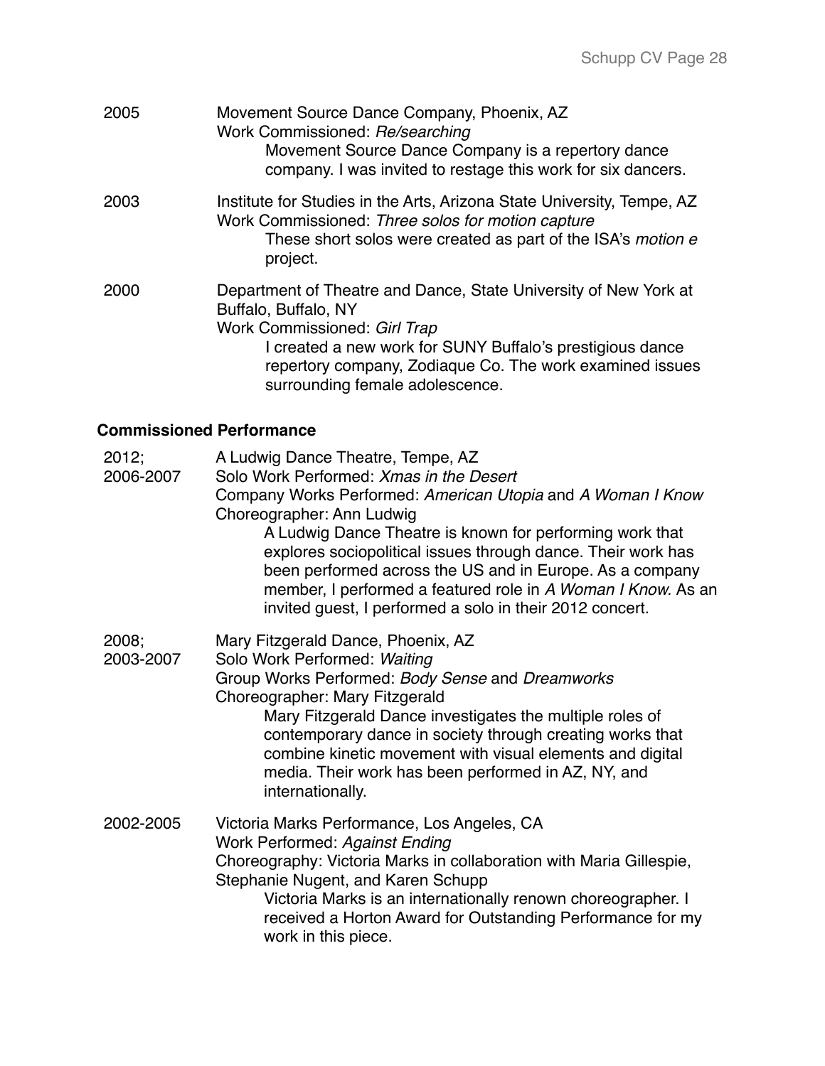2005 Movement Source Dance Company, Phoenix, AZ
Work Commissioned: *Re/searching*
Movement Source Dance Company is a repertory dance company. I was invited to restage this work for six dancers.

2003 Institute for Studies in the Arts, Arizona State University, Tempe, AZ
Work Commissioned: *Three solos for motion capture*
These short solos were created as part of the ISA's *motion e* project.

2000 Department of Theatre and Dance, State University of New York at Buffalo, Buffalo, NY
Work Commissioned: *Girl Trap*
I created a new work for SUNY Buffalo's prestigious dance repertory company, Zodiaque Co. The work examined issues surrounding female adolescence.

**Commissioned Performance**

2012; 2006-2007 A Ludwig Dance Theatre, Tempe, AZ
Solo Work Performed: *Xmas in the Desert*
Company Works Performed: *American Utopia* and *A Woman I Know*
Choreographer: Ann Ludwig
A Ludwig Dance Theatre is known for performing work that explores sociopolitical issues through dance. Their work has been performed across the US and in Europe. As a company member, I performed a featured role in *A Woman I Know.* As an invited guest, I performed a solo in their 2012 concert.

2008; 2003-2007 Mary Fitzgerald Dance, Phoenix, AZ
Solo Work Performed: *Waiting*
Group Works Performed: *Body Sense* and *Dreamworks*
Choreographer: Mary Fitzgerald
Mary Fitzgerald Dance investigates the multiple roles of contemporary dance in society through creating works that combine kinetic movement with visual elements and digital media. Their work has been performed in AZ, NY, and internationally.

2002-2005 Victoria Marks Performance, Los Angeles, CA
Work Performed: *Against Ending*
Choreography: Victoria Marks in collaboration with Maria Gillespie, Stephanie Nugent, and Karen Schupp
Victoria Marks is an internationally renown choreographer. I received a Horton Award for Outstanding Performance for my work in this piece.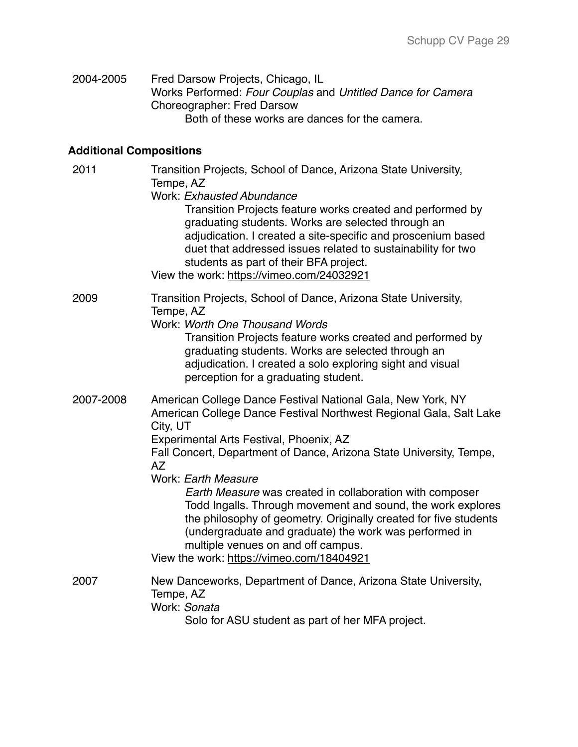2004-2005 Fred Darsow Projects, Chicago, IL
Works Performed: *Four Couplas* and *Untitled Dance for Camera*
Choreographer: Fred Darsow
Both of these works are dances for the camera.

**Additional Compositions**

2011 Transition Projects, School of Dance, Arizona State University, Tempe, AZ
Work: *Exhausted Abundance*
Transition Projects feature works created and performed by graduating students. Works are selected through an adjudication. I created a site-specific and proscenium based duet that addressed issues related to sustainability for two students as part of their BFA project.
View the work: https://vimeo.com/24032921

2009 Transition Projects, School of Dance, Arizona State University, Tempe, AZ
Work: *Worth One Thousand Words*
Transition Projects feature works created and performed by graduating students. Works are selected through an adjudication. I created a solo exploring sight and visual perception for a graduating student.

2007-2008 American College Dance Festival National Gala, New York, NY
American College Dance Festival Northwest Regional Gala, Salt Lake City, UT
Experimental Arts Festival, Phoenix, AZ
Fall Concert, Department of Dance, Arizona State University, Tempe, AZ
Work: *Earth Measure*
*Earth Measure* was created in collaboration with composer Todd Ingalls. Through movement and sound, the work explores the philosophy of geometry. Originally created for five students (undergraduate and graduate) the work was performed in multiple venues on and off campus.
View the work: https://vimeo.com/18404921

2007 New Danceworks, Department of Dance, Arizona State University, Tempe, AZ
Work: *Sonata*
Solo for ASU student as part of her MFA project.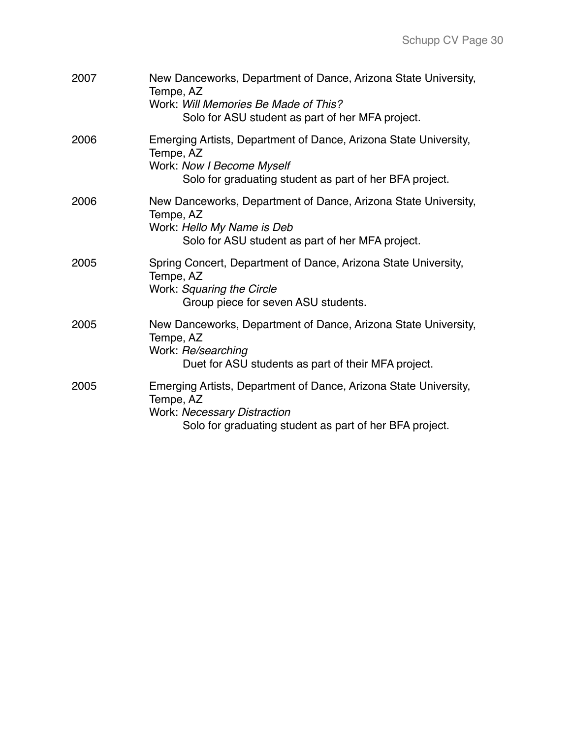2007 New Danceworks, Department of Dance, Arizona State University, Tempe, AZ
Work: *Will Memories Be Made of This?*
Solo for ASU student as part of her MFA project.

2006 Emerging Artists, Department of Dance, Arizona State University, Tempe, AZ
Work: *Now I Become Myself*
Solo for graduating student as part of her BFA project.

2006 New Danceworks, Department of Dance, Arizona State University, Tempe, AZ
Work: *Hello My Name is Deb*
Solo for ASU student as part of her MFA project.

2005 Spring Concert, Department of Dance, Arizona State University, Tempe, AZ
Work: *Squaring the Circle*
Group piece for seven ASU students.

2005 New Danceworks, Department of Dance, Arizona State University, Tempe, AZ
Work: *Re/searching*
Duet for ASU students as part of their MFA project.

2005 Emerging Artists, Department of Dance, Arizona State University, Tempe, AZ
Work: *Necessary Distraction*
Solo for graduating student as part of her BFA project.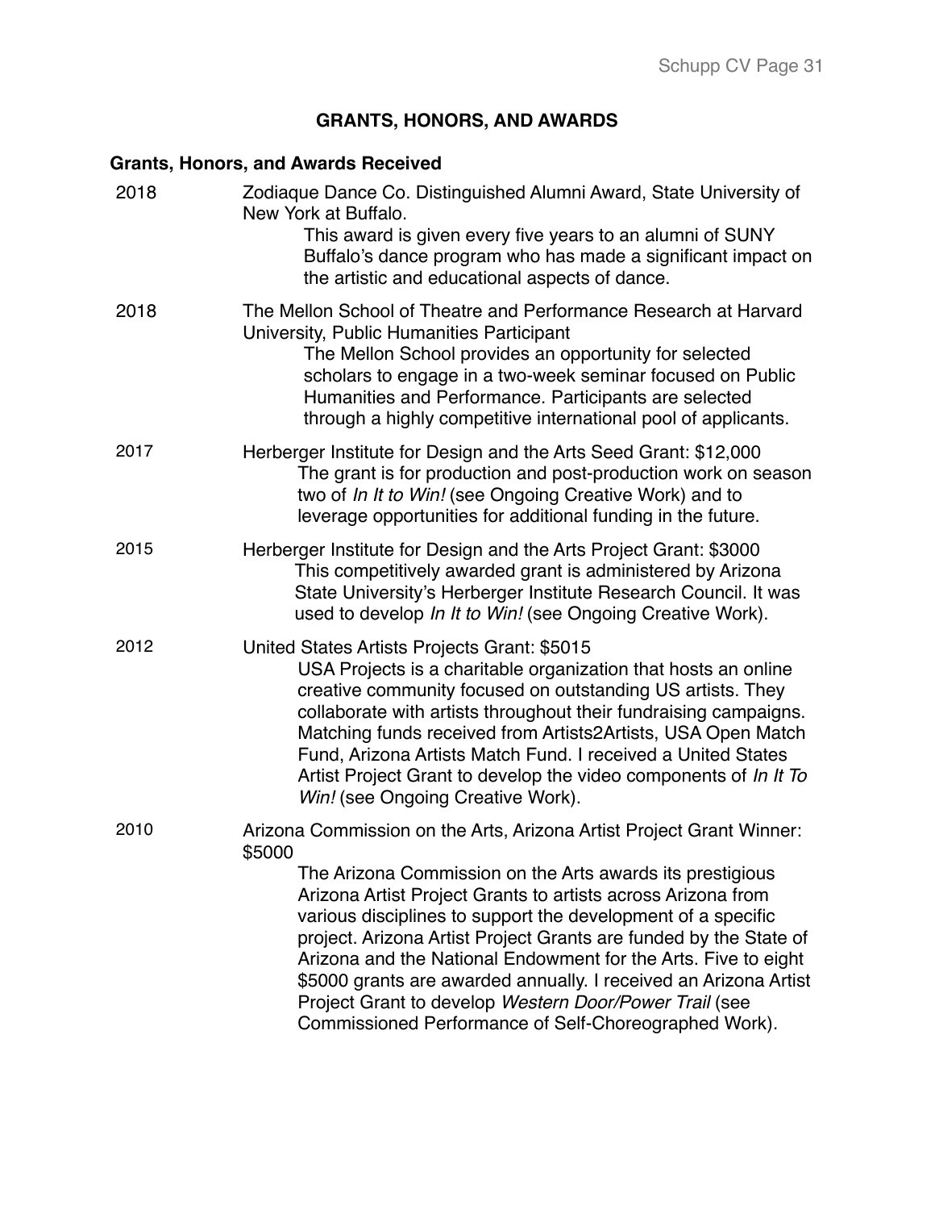## GRANTS, HONORS, AND AWARDS

### Grants, Honors, and Awards Received

2018 — Zodiaque Dance Co. Distinguished Alumni Award, State University of New York at Buffalo.

This award is given every five years to an alumni of SUNY Buffalo's dance program who has made a significant impact on the artistic and educational aspects of dance.

2018 — The Mellon School of Theatre and Performance Research at Harvard University, Public Humanities Participant

The Mellon School provides an opportunity for selected scholars to engage in a two-week seminar focused on Public Humanities and Performance. Participants are selected through a highly competitive international pool of applicants.

2017 — Herberger Institute for Design and the Arts Seed Grant: $12,000

The grant is for production and post-production work on season two of *In It to Win!* (see Ongoing Creative Work) and to leverage opportunities for additional funding in the future.

2015 — Herberger Institute for Design and the Arts Project Grant: $3000

This competitively awarded grant is administered by Arizona State University's Herberger Institute Research Council. It was used to develop *In It to Win!* (see Ongoing Creative Work).

2012 — United States Artists Projects Grant: $5015

USA Projects is a charitable organization that hosts an online creative community focused on outstanding US artists. They collaborate with artists throughout their fundraising campaigns. Matching funds received from Artists2Artists, USA Open Match Fund, Arizona Artists Match Fund. I received a United States Artist Project Grant to develop the video components of *In It To Win!* (see Ongoing Creative Work).

2010 — Arizona Commission on the Arts, Arizona Artist Project Grant Winner: $5000

The Arizona Commission on the Arts awards its prestigious Arizona Artist Project Grants to artists across Arizona from various disciplines to support the development of a specific project. Arizona Artist Project Grants are funded by the State of Arizona and the National Endowment for the Arts. Five to eight $5000 grants are awarded annually. I received an Arizona Artist Project Grant to develop *Western Door/Power Trail* (see Commissioned Performance of Self-Choreographed Work).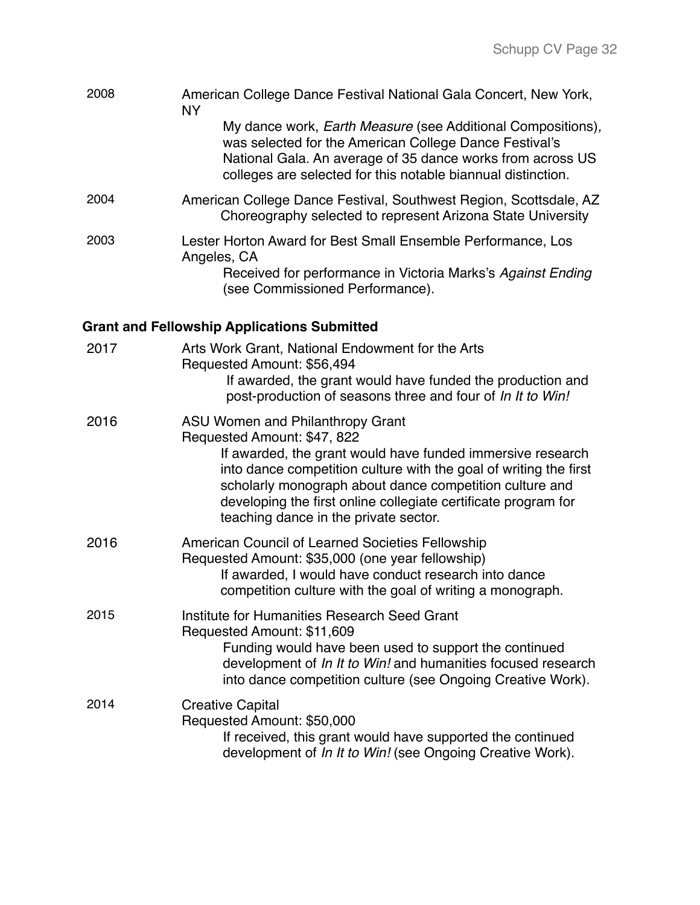2008 American College Dance Festival National Gala Concert, New York, NY

My dance work, *Earth Measure* (see Additional Compositions), was selected for the American College Dance Festival's National Gala. An average of 35 dance works from across US colleges are selected for this notable biannual distinction.

2004 American College Dance Festival, Southwest Region, Scottsdale, AZ

Choreography selected to represent Arizona State University

2003 Lester Horton Award for Best Small Ensemble Performance, Los Angeles, CA

Received for performance in Victoria Marks's *Against Ending* (see Commissioned Performance).

**Grant and Fellowship Applications Submitted**

2017 Arts Work Grant, National Endowment for the Arts
Requested Amount: $56,494

If awarded, the grant would have funded the production and post-production of seasons three and four of *In It to Win!*

2016 ASU Women and Philanthropy Grant
Requested Amount: $47, 822

If awarded, the grant would have funded immersive research into dance competition culture with the goal of writing the first scholarly monograph about dance competition culture and developing the first online collegiate certificate program for teaching dance in the private sector.

2016 American Council of Learned Societies Fellowship
Requested Amount: $35,000 (one year fellowship)

If awarded, I would have conduct research into dance competition culture with the goal of writing a monograph.

2015 Institute for Humanities Research Seed Grant
Requested Amount: $11,609

Funding would have been used to support the continued development of *In It to Win!* and humanities focused research into dance competition culture (see Ongoing Creative Work).

2014 Creative Capital
Requested Amount: $50,000

If received, this grant would have supported the continued development of *In It to Win!* (see Ongoing Creative Work).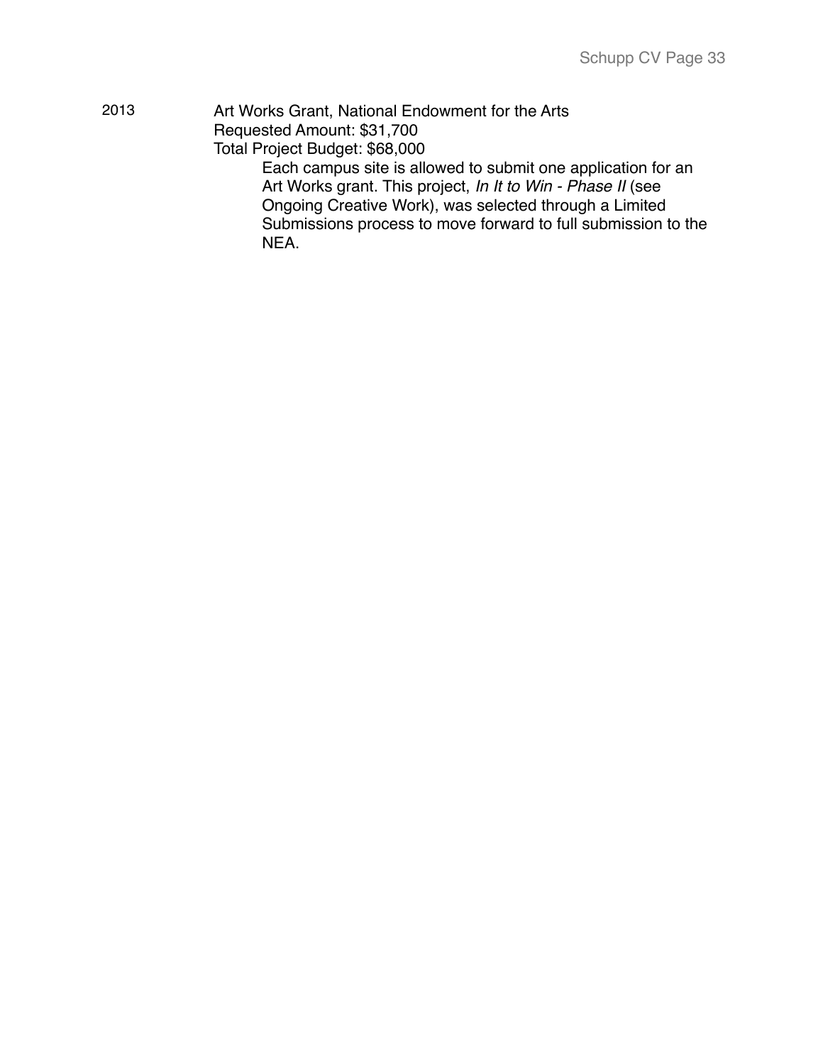2013 Art Works Grant, National Endowment for the Arts
Requested Amount: $31,700
Total Project Budget: $68,000

Each campus site is allowed to submit one application for an Art Works grant. This project, *In It to Win - Phase II* (see Ongoing Creative Work), was selected through a Limited Submissions process to move forward to full submission to the NEA.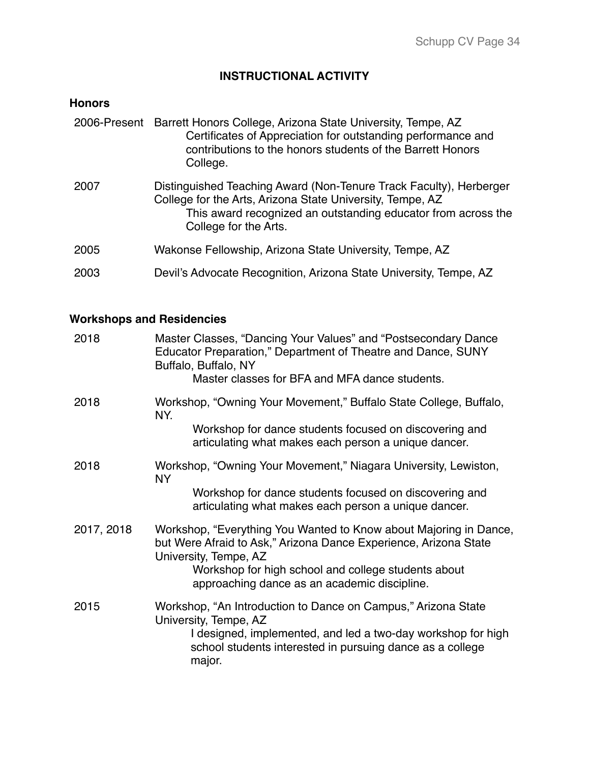## INSTRUCTIONAL ACTIVITY

### Honors

2006-Present Barrett Honors College, Arizona State University, Tempe, AZ
Certificates of Appreciation for outstanding performance and contributions to the honors students of the Barrett Honors College.

2007 Distinguished Teaching Award (Non-Tenure Track Faculty), Herberger College for the Arts, Arizona State University, Tempe, AZ
This award recognized an outstanding educator from across the College for the Arts.

2005 Wakonse Fellowship, Arizona State University, Tempe, AZ

2003 Devil's Advocate Recognition, Arizona State University, Tempe, AZ

### Workshops and Residencies

2018 Master Classes, "Dancing Your Values" and "Postsecondary Dance Educator Preparation," Department of Theatre and Dance, SUNY Buffalo, Buffalo, NY
Master classes for BFA and MFA dance students.

2018 Workshop, "Owning Your Movement," Buffalo State College, Buffalo, NY.
Workshop for dance students focused on discovering and articulating what makes each person a unique dancer.

2018 Workshop, "Owning Your Movement," Niagara University, Lewiston, NY
Workshop for dance students focused on discovering and articulating what makes each person a unique dancer.

2017, 2018 Workshop, "Everything You Wanted to Know about Majoring in Dance, but Were Afraid to Ask," Arizona Dance Experience, Arizona State University, Tempe, AZ
Workshop for high school and college students about approaching dance as an academic discipline.

2015 Workshop, "An Introduction to Dance on Campus," Arizona State University, Tempe, AZ
I designed, implemented, and led a two-day workshop for high school students interested in pursuing dance as a college major.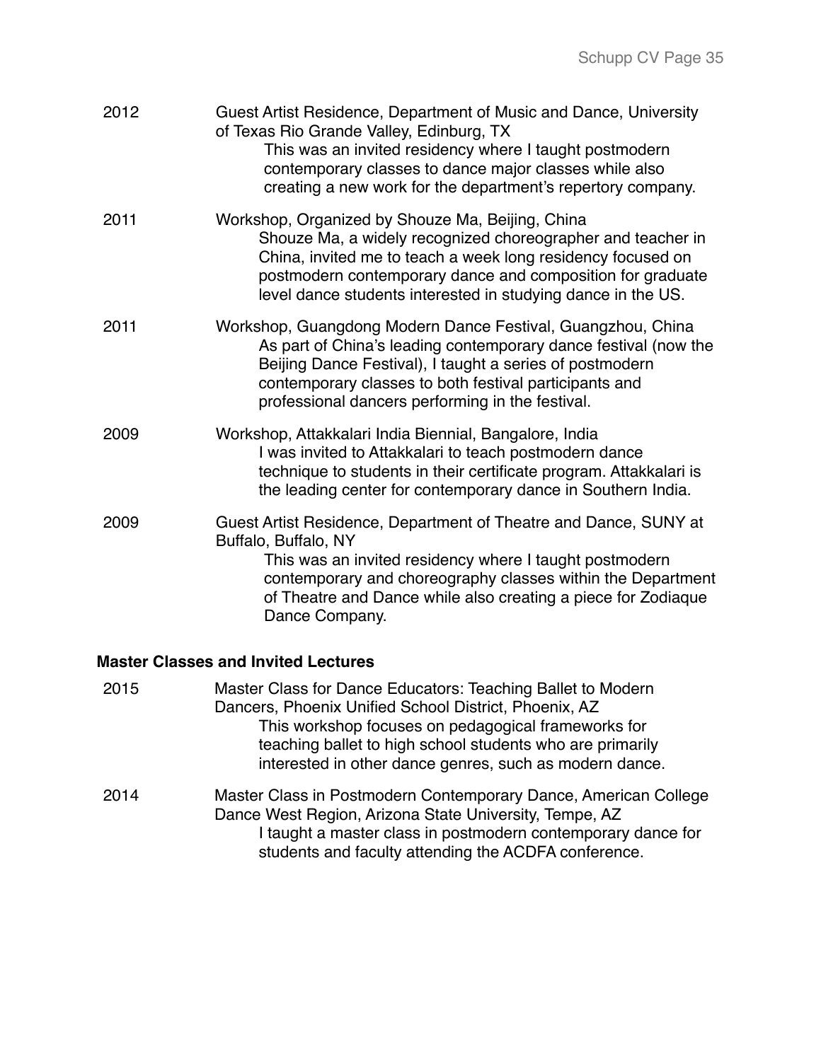2012 Guest Artist Residence, Department of Music and Dance, University of Texas Rio Grande Valley, Edinburg, TX

This was an invited residency where I taught postmodern contemporary classes to dance major classes while also creating a new work for the department's repertory company.

2011 Workshop, Organized by Shouze Ma, Beijing, China

Shouze Ma, a widely recognized choreographer and teacher in China, invited me to teach a week long residency focused on postmodern contemporary dance and composition for graduate level dance students interested in studying dance in the US.

2011 Workshop, Guangdong Modern Dance Festival, Guangzhou, China

As part of China's leading contemporary dance festival (now the Beijing Dance Festival), I taught a series of postmodern contemporary classes to both festival participants and professional dancers performing in the festival.

2009 Workshop, Attakkalari India Biennial, Bangalore, India

I was invited to Attakkalari to teach postmodern dance technique to students in their certificate program. Attakkalari is the leading center for contemporary dance in Southern India.

2009 Guest Artist Residence, Department of Theatre and Dance, SUNY at Buffalo, Buffalo, NY

This was an invited residency where I taught postmodern contemporary and choreography classes within the Department of Theatre and Dance while also creating a piece for Zodiaque Dance Company.

**Master Classes and Invited Lectures**

2015 Master Class for Dance Educators: Teaching Ballet to Modern Dancers, Phoenix Unified School District, Phoenix, AZ

This workshop focuses on pedagogical frameworks for teaching ballet to high school students who are primarily interested in other dance genres, such as modern dance.

2014 Master Class in Postmodern Contemporary Dance, American College Dance West Region, Arizona State University, Tempe, AZ

I taught a master class in postmodern contemporary dance for students and faculty attending the ACDFA conference.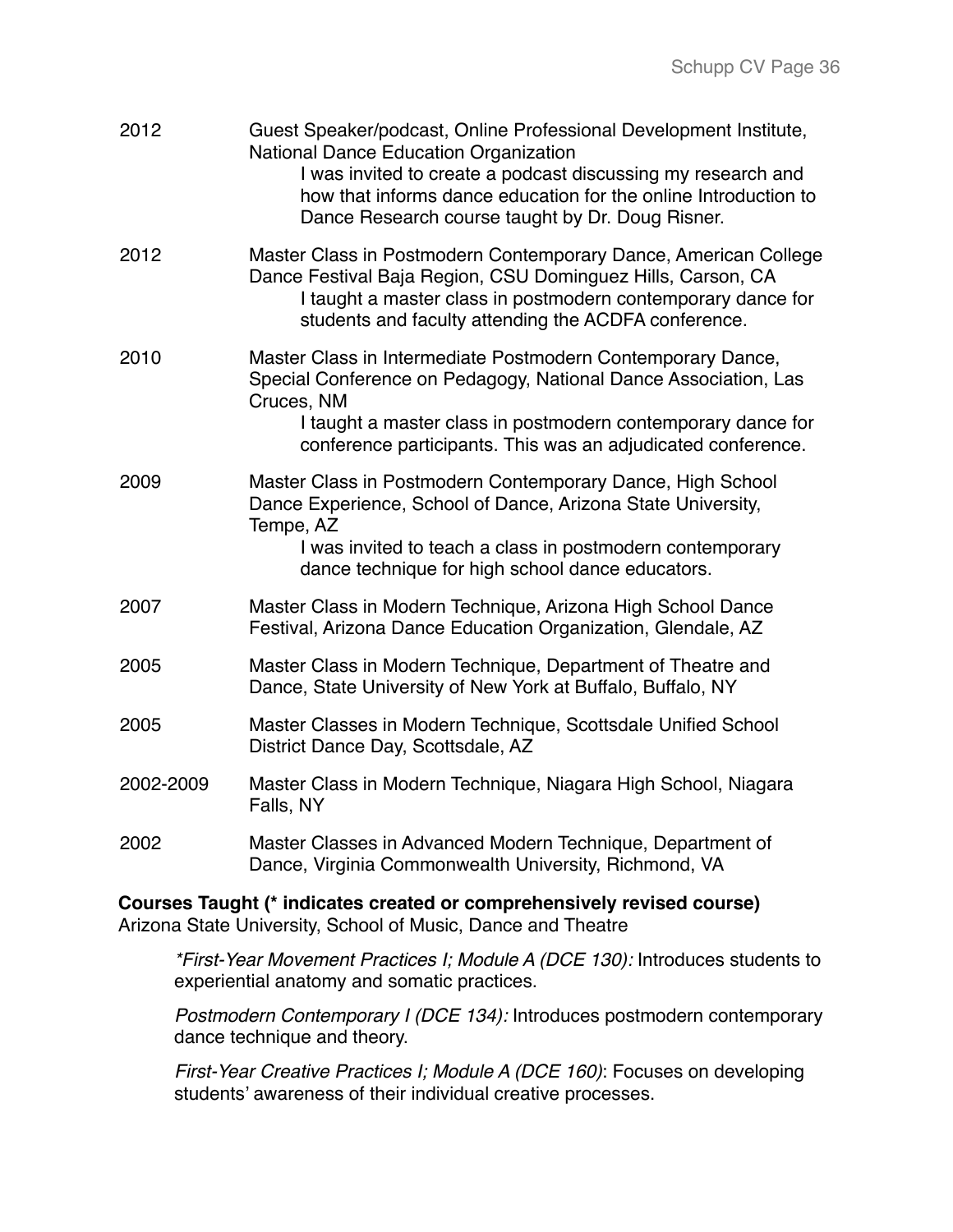2012 Guest Speaker/podcast, Online Professional Development Institute, National Dance Education Organization

I was invited to create a podcast discussing my research and how that informs dance education for the online Introduction to Dance Research course taught by Dr. Doug Risner.

2012 Master Class in Postmodern Contemporary Dance, American College Dance Festival Baja Region, CSU Dominguez Hills, Carson, CA

I taught a master class in postmodern contemporary dance for students and faculty attending the ACDFA conference.

2010 Master Class in Intermediate Postmodern Contemporary Dance, Special Conference on Pedagogy, National Dance Association, Las Cruces, NM

I taught a master class in postmodern contemporary dance for conference participants. This was an adjudicated conference.

2009 Master Class in Postmodern Contemporary Dance, High School Dance Experience, School of Dance, Arizona State University, Tempe, AZ

I was invited to teach a class in postmodern contemporary dance technique for high school dance educators.

2007 Master Class in Modern Technique, Arizona High School Dance Festival, Arizona Dance Education Organization, Glendale, AZ

2005 Master Class in Modern Technique, Department of Theatre and Dance, State University of New York at Buffalo, Buffalo, NY

2005 Master Classes in Modern Technique, Scottsdale Unified School District Dance Day, Scottsdale, AZ

2002-2009 Master Class in Modern Technique, Niagara High School, Niagara Falls, NY

2002 Master Classes in Advanced Modern Technique, Department of Dance, Virginia Commonwealth University, Richmond, VA

**Courses Taught (* indicates created or comprehensively revised course)**
Arizona State University, School of Music, Dance and Theatre

*\*First-Year Movement Practices I; Module A (DCE 130):* Introduces students to experiential anatomy and somatic practices.

*Postmodern Contemporary I (DCE 134):* Introduces postmodern contemporary dance technique and theory.

*First-Year Creative Practices I; Module A (DCE 160)*: Focuses on developing students' awareness of their individual creative processes.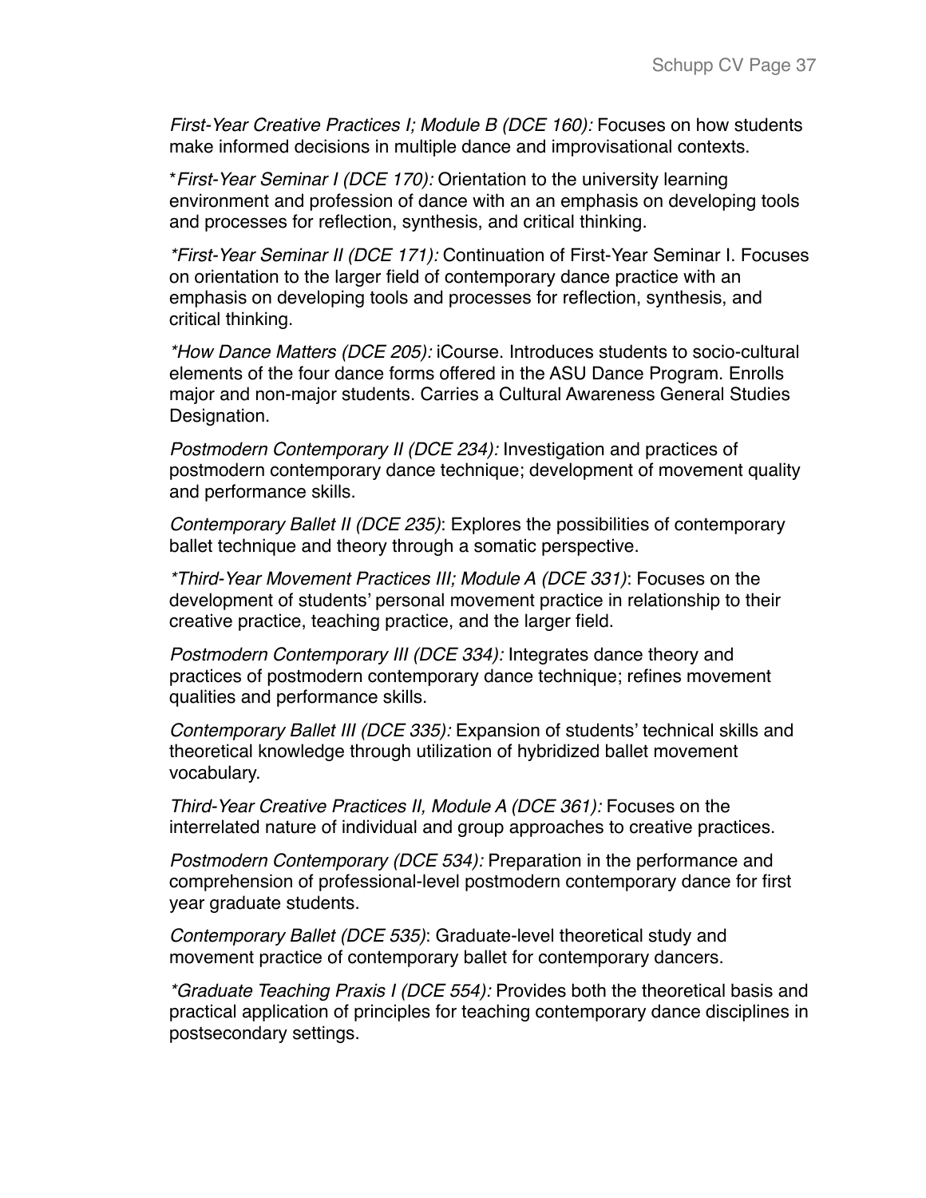*First-Year Creative Practices I; Module B (DCE 160):* Focuses on how students make informed decisions in multiple dance and improvisational contexts.

**First-Year Seminar I (DCE 170):* Orientation to the university learning environment and profession of dance with an an emphasis on developing tools and processes for reflection, synthesis, and critical thinking.

**First-Year Seminar II (DCE 171):* Continuation of First-Year Seminar I. Focuses on orientation to the larger field of contemporary dance practice with an emphasis on developing tools and processes for reflection, synthesis, and critical thinking.

**How Dance Matters (DCE 205):* iCourse. Introduces students to socio-cultural elements of the four dance forms offered in the ASU Dance Program. Enrolls major and non-major students. Carries a Cultural Awareness General Studies Designation.

*Postmodern Contemporary II (DCE 234):* Investigation and practices of postmodern contemporary dance technique; development of movement quality and performance skills.

*Contemporary Ballet II (DCE 235)*: Explores the possibilities of contemporary ballet technique and theory through a somatic perspective.

**Third-Year Movement Practices III; Module A (DCE 331)*: Focuses on the development of students' personal movement practice in relationship to their creative practice, teaching practice, and the larger field.

*Postmodern Contemporary III (DCE 334):* Integrates dance theory and practices of postmodern contemporary dance technique; refines movement qualities and performance skills.

*Contemporary Ballet III (DCE 335):* Expansion of students' technical skills and theoretical knowledge through utilization of hybridized ballet movement vocabulary.

*Third-Year Creative Practices II, Module A (DCE 361):* Focuses on the interrelated nature of individual and group approaches to creative practices.

*Postmodern Contemporary (DCE 534):* Preparation in the performance and comprehension of professional-level postmodern contemporary dance for first year graduate students.

*Contemporary Ballet (DCE 535)*: Graduate-level theoretical study and movement practice of contemporary ballet for contemporary dancers.

**Graduate Teaching Praxis I (DCE 554):* Provides both the theoretical basis and practical application of principles for teaching contemporary dance disciplines in postsecondary settings.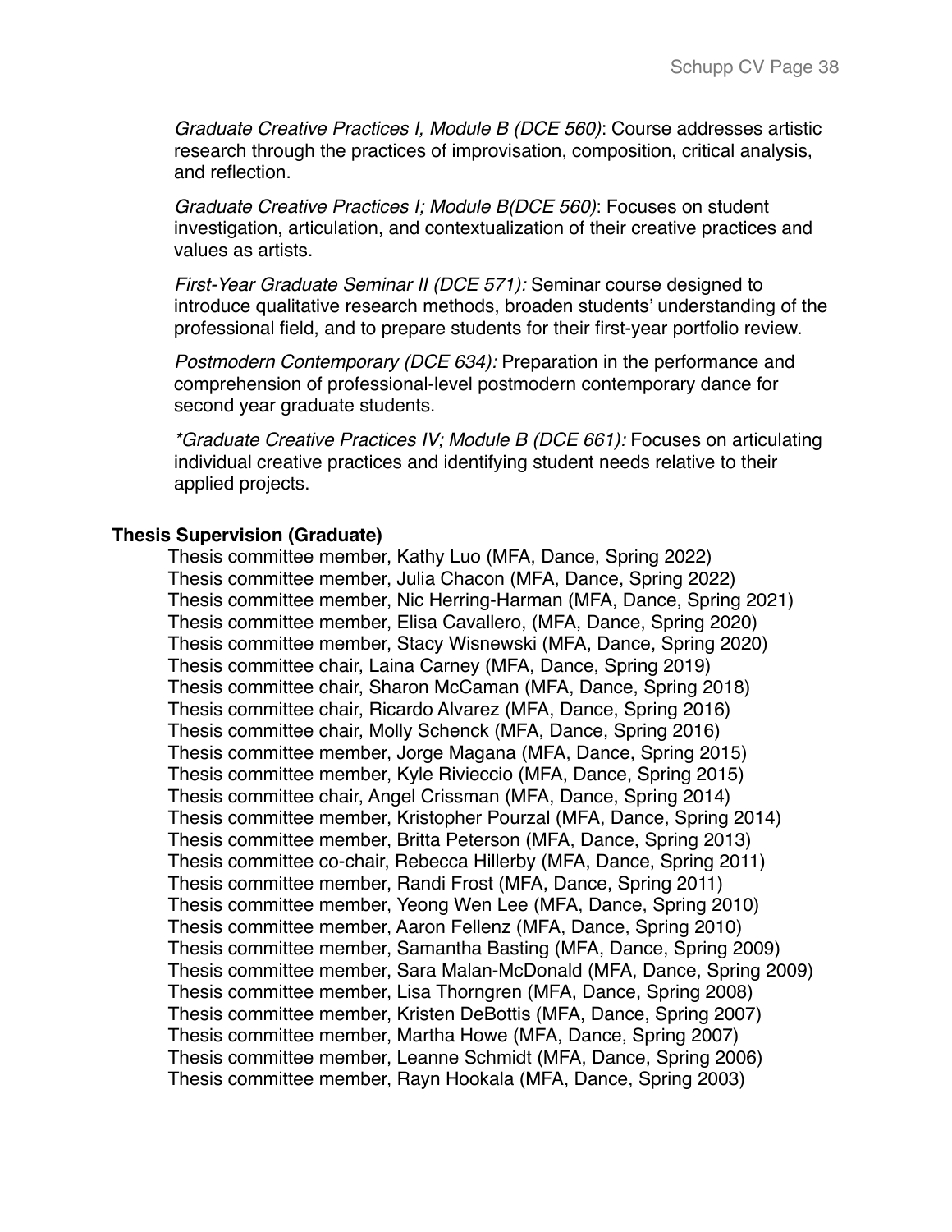*Graduate Creative Practices I, Module B (DCE 560)*: Course addresses artistic research through the practices of improvisation, composition, critical analysis, and reflection.

*Graduate Creative Practices I; Module B(DCE 560)*: Focuses on student investigation, articulation, and contextualization of their creative practices and values as artists.

*First-Year Graduate Seminar II (DCE 571):* Seminar course designed to introduce qualitative research methods, broaden students' understanding of the professional field, and to prepare students for their first-year portfolio review.

*Postmodern Contemporary (DCE 634):* Preparation in the performance and comprehension of professional-level postmodern contemporary dance for second year graduate students.

*\*Graduate Creative Practices IV; Module B (DCE 661):* Focuses on articulating individual creative practices and identifying student needs relative to their applied projects.

**Thesis Supervision (Graduate)**

Thesis committee member, Kathy Luo (MFA, Dance, Spring 2022)
Thesis committee member, Julia Chacon (MFA, Dance, Spring 2022)
Thesis committee member, Nic Herring-Harman (MFA, Dance, Spring 2021)
Thesis committee member, Elisa Cavallero, (MFA, Dance, Spring 2020)
Thesis committee member, Stacy Wisnewski (MFA, Dance, Spring 2020)
Thesis committee chair, Laina Carney (MFA, Dance, Spring 2019)
Thesis committee chair, Sharon McCaman (MFA, Dance, Spring 2018)
Thesis committee chair, Ricardo Alvarez (MFA, Dance, Spring 2016)
Thesis committee chair, Molly Schenck (MFA, Dance, Spring 2016)
Thesis committee member, Jorge Magana (MFA, Dance, Spring 2015)
Thesis committee member, Kyle Rivieccio (MFA, Dance, Spring 2015)
Thesis committee chair, Angel Crissman (MFA, Dance, Spring 2014)
Thesis committee member, Kristopher Pourzal (MFA, Dance, Spring 2014)
Thesis committee member, Britta Peterson (MFA, Dance, Spring 2013)
Thesis committee co-chair, Rebecca Hillerby (MFA, Dance, Spring 2011)
Thesis committee member, Randi Frost (MFA, Dance, Spring 2011)
Thesis committee member, Yeong Wen Lee (MFA, Dance, Spring 2010)
Thesis committee member, Aaron Fellenz (MFA, Dance, Spring 2010)
Thesis committee member, Samantha Basting (MFA, Dance, Spring 2009)
Thesis committee member, Sara Malan-McDonald (MFA, Dance, Spring 2009)
Thesis committee member, Lisa Thorngren (MFA, Dance, Spring 2008)
Thesis committee member, Kristen DeBottis (MFA, Dance, Spring 2007)
Thesis committee member, Martha Howe (MFA, Dance, Spring 2007)
Thesis committee member, Leanne Schmidt (MFA, Dance, Spring 2006)
Thesis committee member, Rayn Hookala (MFA, Dance, Spring 2003)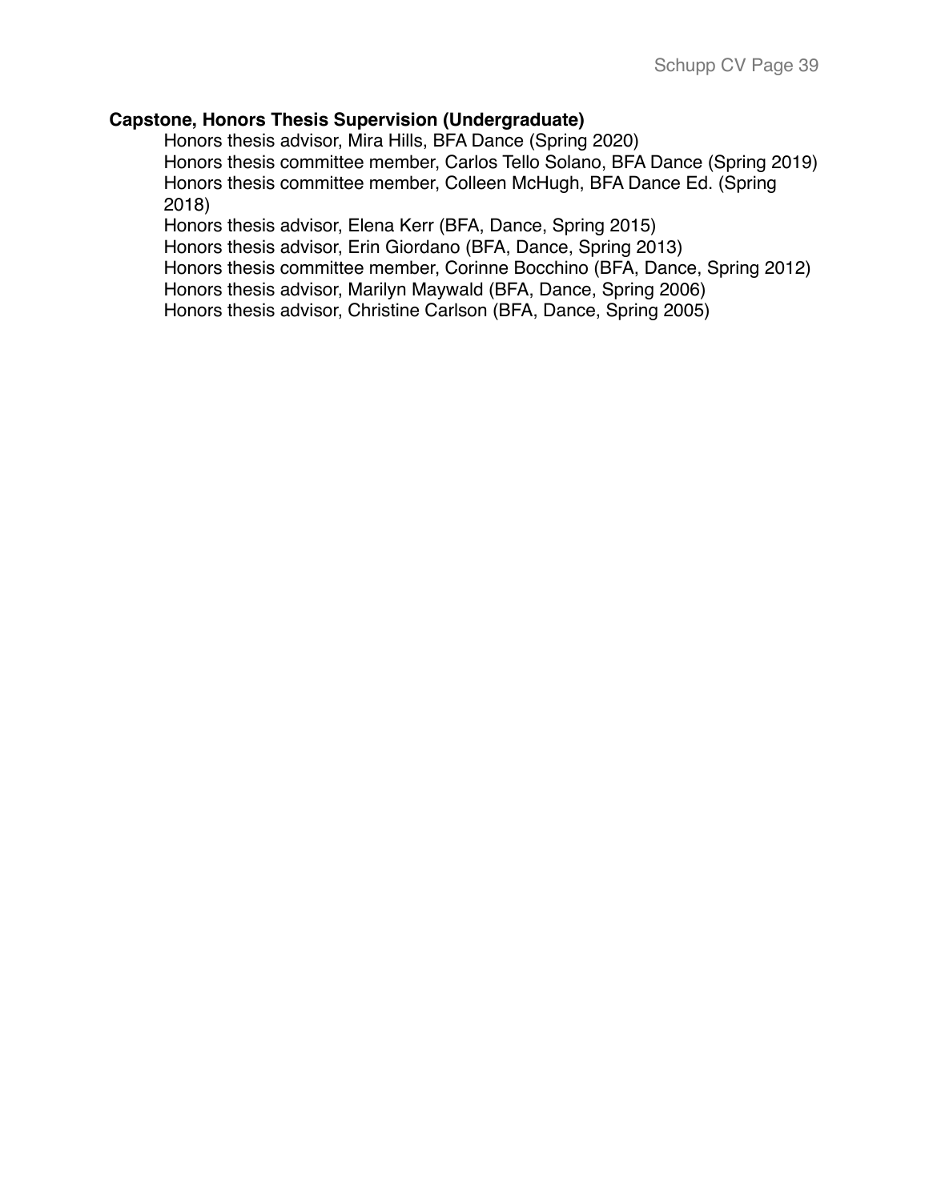**Capstone, Honors Thesis Supervision (Undergraduate)**

Honors thesis advisor, Mira Hills, BFA Dance (Spring 2020)
Honors thesis committee member, Carlos Tello Solano, BFA Dance (Spring 2019)
Honors thesis committee member, Colleen McHugh, BFA Dance Ed. (Spring 2018)
Honors thesis advisor, Elena Kerr (BFA, Dance, Spring 2015)
Honors thesis advisor, Erin Giordano (BFA, Dance, Spring 2013)
Honors thesis committee member, Corinne Bocchino (BFA, Dance, Spring 2012)
Honors thesis advisor, Marilyn Maywald (BFA, Dance, Spring 2006)
Honors thesis advisor, Christine Carlson (BFA, Dance, Spring 2005)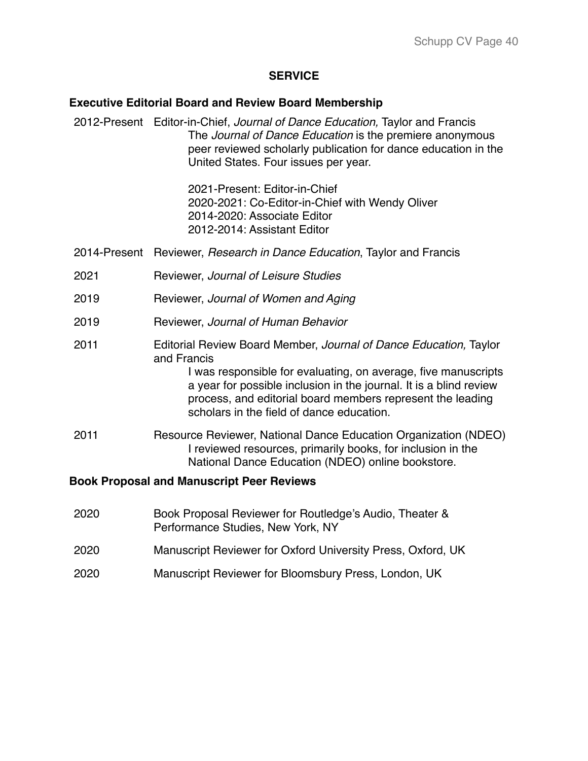## SERVICE

### Executive Editorial Board and Review Board Membership

2012-Present Editor-in-Chief, *Journal of Dance Education,* Taylor and Francis

The *Journal of Dance Education* is the premiere anonymous peer reviewed scholarly publication for dance education in the United States. Four issues per year.

2021-Present: Editor-in-Chief
2020-2021: Co-Editor-in-Chief with Wendy Oliver
2014-2020: Associate Editor
2012-2014: Assistant Editor

2014-Present Reviewer, *Research in Dance Education*, Taylor and Francis

2021 Reviewer, *Journal of Leisure Studies*

2019 Reviewer, *Journal of Women and Aging*

2019 Reviewer, *Journal of Human Behavior*

2011 Editorial Review Board Member, *Journal of Dance Education,* Taylor and Francis

I was responsible for evaluating, on average, five manuscripts a year for possible inclusion in the journal. It is a blind review process, and editorial board members represent the leading scholars in the field of dance education.

2011 Resource Reviewer, National Dance Education Organization (NDEO)

I reviewed resources, primarily books, for inclusion in the National Dance Education (NDEO) online bookstore.

### Book Proposal and Manuscript Peer Reviews

2020 Book Proposal Reviewer for Routledge's Audio, Theater & Performance Studies, New York, NY

2020 Manuscript Reviewer for Oxford University Press, Oxford, UK

2020 Manuscript Reviewer for Bloomsbury Press, London, UK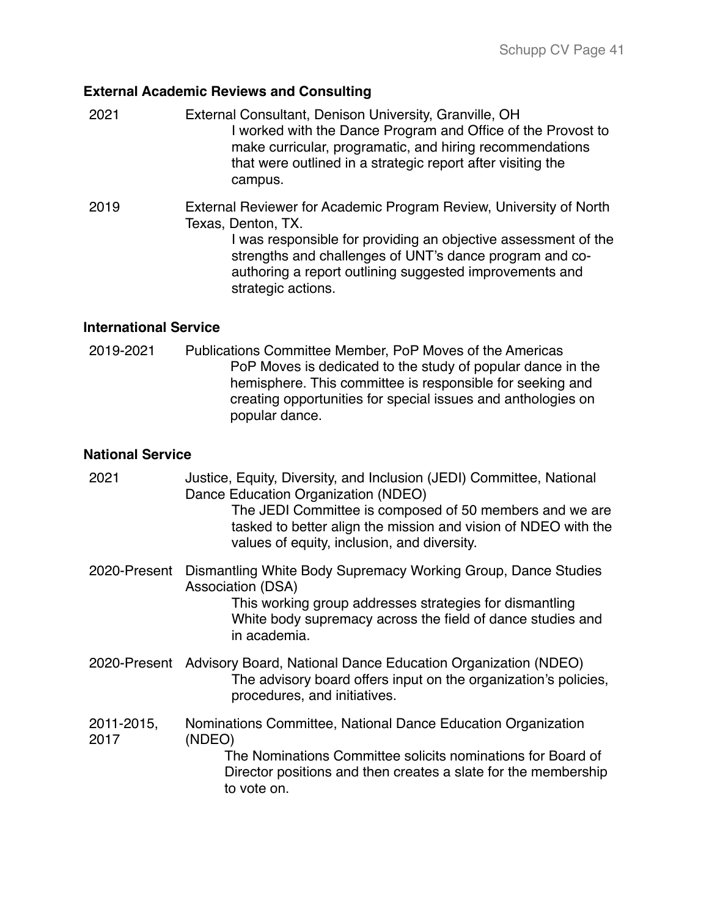### External Academic Reviews and Consulting

2021 External Consultant, Denison University, Granville, OH

I worked with the Dance Program and Office of the Provost to make curricular, programatic, and hiring recommendations that were outlined in a strategic report after visiting the campus.

2019 External Reviewer for Academic Program Review, University of North Texas, Denton, TX.

I was responsible for providing an objective assessment of the strengths and challenges of UNT's dance program and co-authoring a report outlining suggested improvements and strategic actions.

### International Service

2019-2021 Publications Committee Member, PoP Moves of the Americas

PoP Moves is dedicated to the study of popular dance in the hemisphere. This committee is responsible for seeking and creating opportunities for special issues and anthologies on popular dance.

### National Service

2021 Justice, Equity, Diversity, and Inclusion (JEDI) Committee, National Dance Education Organization (NDEO)

The JEDI Committee is composed of 50 members and we are tasked to better align the mission and vision of NDEO with the values of equity, inclusion, and diversity.

2020-Present Dismantling White Body Supremacy Working Group, Dance Studies Association (DSA)

This working group addresses strategies for dismantling White body supremacy across the field of dance studies and in academia.

2020-Present Advisory Board, National Dance Education Organization (NDEO)

The advisory board offers input on the organization's policies, procedures, and initiatives.

2011-2015, 2017 Nominations Committee, National Dance Education Organization (NDEO)

The Nominations Committee solicits nominations for Board of Director positions and then creates a slate for the membership to vote on.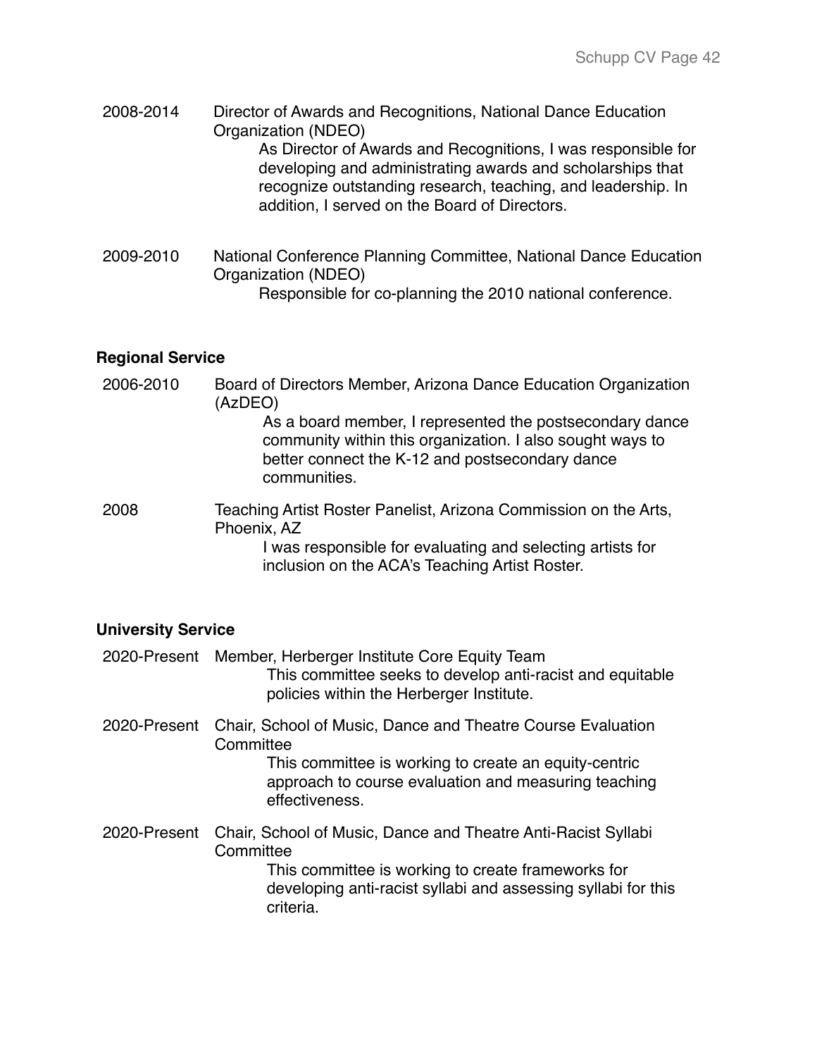2008-2014 Director of Awards and Recognitions, National Dance Education Organization (NDEO)

As Director of Awards and Recognitions, I was responsible for developing and administrating awards and scholarships that recognize outstanding research, teaching, and leadership. In addition, I served on the Board of Directors.

2009-2010 National Conference Planning Committee, National Dance Education Organization (NDEO)

Responsible for co-planning the 2010 national conference.

**Regional Service**

2006-2010 Board of Directors Member, Arizona Dance Education Organization (AzDEO)

As a board member, I represented the postsecondary dance community within this organization. I also sought ways to better connect the K-12 and postsecondary dance communities.

2008 Teaching Artist Roster Panelist, Arizona Commission on the Arts, Phoenix, AZ

I was responsible for evaluating and selecting artists for inclusion on the ACA's Teaching Artist Roster.

**University Service**

2020-Present Member, Herberger Institute Core Equity Team

This committee seeks to develop anti-racist and equitable policies within the Herberger Institute.

2020-Present Chair, School of Music, Dance and Theatre Course Evaluation Committee

This committee is working to create an equity-centric approach to course evaluation and measuring teaching effectiveness.

2020-Present Chair, School of Music, Dance and Theatre Anti-Racist Syllabi Committee

This committee is working to create frameworks for developing anti-racist syllabi and assessing syllabi for this criteria.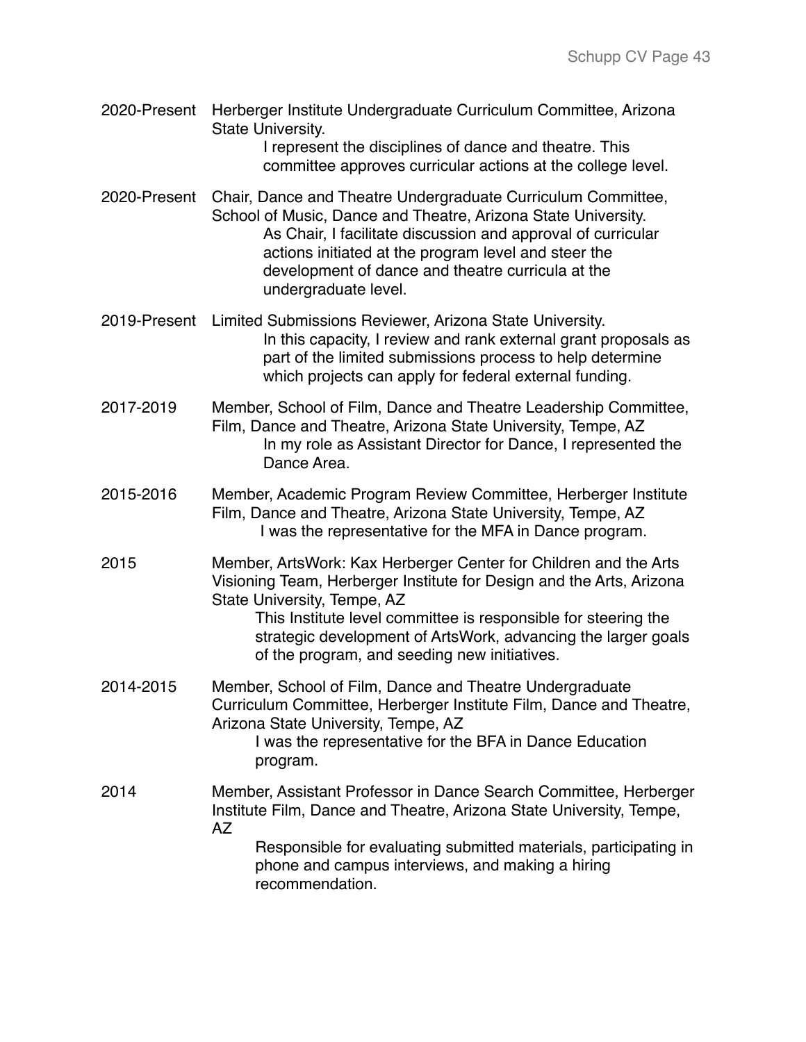2020-Present Herberger Institute Undergraduate Curriculum Committee, Arizona State University.

I represent the disciplines of dance and theatre. This committee approves curricular actions at the college level.

2020-Present Chair, Dance and Theatre Undergraduate Curriculum Committee, School of Music, Dance and Theatre, Arizona State University.

As Chair, I facilitate discussion and approval of curricular actions initiated at the program level and steer the development of dance and theatre curricula at the undergraduate level.

2019-Present Limited Submissions Reviewer, Arizona State University.

In this capacity, I review and rank external grant proposals as part of the limited submissions process to help determine which projects can apply for federal external funding.

2017-2019 Member, School of Film, Dance and Theatre Leadership Committee, Film, Dance and Theatre, Arizona State University, Tempe, AZ

In my role as Assistant Director for Dance, I represented the Dance Area.

2015-2016 Member, Academic Program Review Committee, Herberger Institute Film, Dance and Theatre, Arizona State University, Tempe, AZ

I was the representative for the MFA in Dance program.

2015 Member, ArtsWork: Kax Herberger Center for Children and the Arts Visioning Team, Herberger Institute for Design and the Arts, Arizona State University, Tempe, AZ

This Institute level committee is responsible for steering the strategic development of ArtsWork, advancing the larger goals of the program, and seeding new initiatives.

2014-2015 Member, School of Film, Dance and Theatre Undergraduate Curriculum Committee, Herberger Institute Film, Dance and Theatre, Arizona State University, Tempe, AZ

I was the representative for the BFA in Dance Education program.

2014 Member, Assistant Professor in Dance Search Committee, Herberger Institute Film, Dance and Theatre, Arizona State University, Tempe, AZ

Responsible for evaluating submitted materials, participating in phone and campus interviews, and making a hiring recommendation.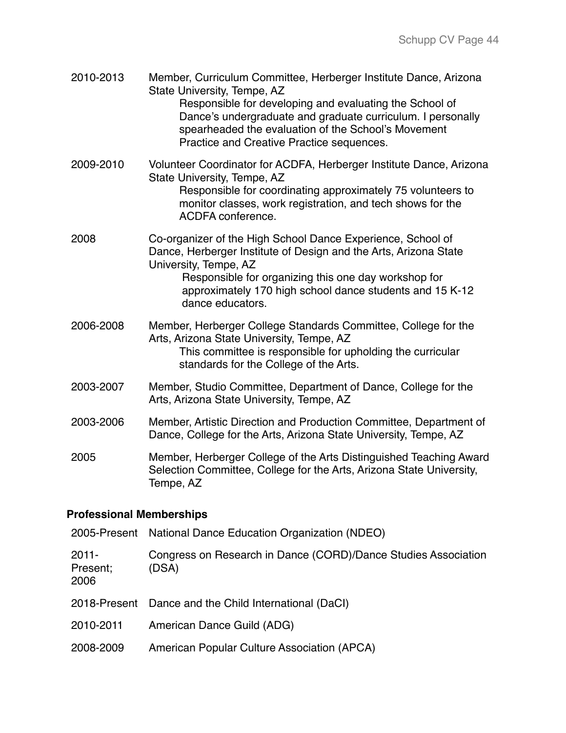2010-2013 Member, Curriculum Committee, Herberger Institute Dance, Arizona State University, Tempe, AZ

Responsible for developing and evaluating the School of Dance's undergraduate and graduate curriculum. I personally spearheaded the evaluation of the School's Movement Practice and Creative Practice sequences.

2009-2010 Volunteer Coordinator for ACDFA, Herberger Institute Dance, Arizona State University, Tempe, AZ

Responsible for coordinating approximately 75 volunteers to monitor classes, work registration, and tech shows for the ACDFA conference.

2008 Co-organizer of the High School Dance Experience, School of Dance, Herberger Institute of Design and the Arts, Arizona State University, Tempe, AZ

Responsible for organizing this one day workshop for approximately 170 high school dance students and 15 K-12 dance educators.

2006-2008 Member, Herberger College Standards Committee, College for the Arts, Arizona State University, Tempe, AZ

This committee is responsible for upholding the curricular standards for the College of the Arts.

2003-2007 Member, Studio Committee, Department of Dance, College for the Arts, Arizona State University, Tempe, AZ

2003-2006 Member, Artistic Direction and Production Committee, Department of Dance, College for the Arts, Arizona State University, Tempe, AZ

2005 Member, Herberger College of the Arts Distinguished Teaching Award Selection Committee, College for the Arts, Arizona State University, Tempe, AZ

## Professional Memberships

2005-Present National Dance Education Organization (NDEO)

2011-Present; 2006 Congress on Research in Dance (CORD)/Dance Studies Association (DSA)

2018-Present Dance and the Child International (DaCI)

2010-2011 American Dance Guild (ADG)

2008-2009 American Popular Culture Association (APCA)